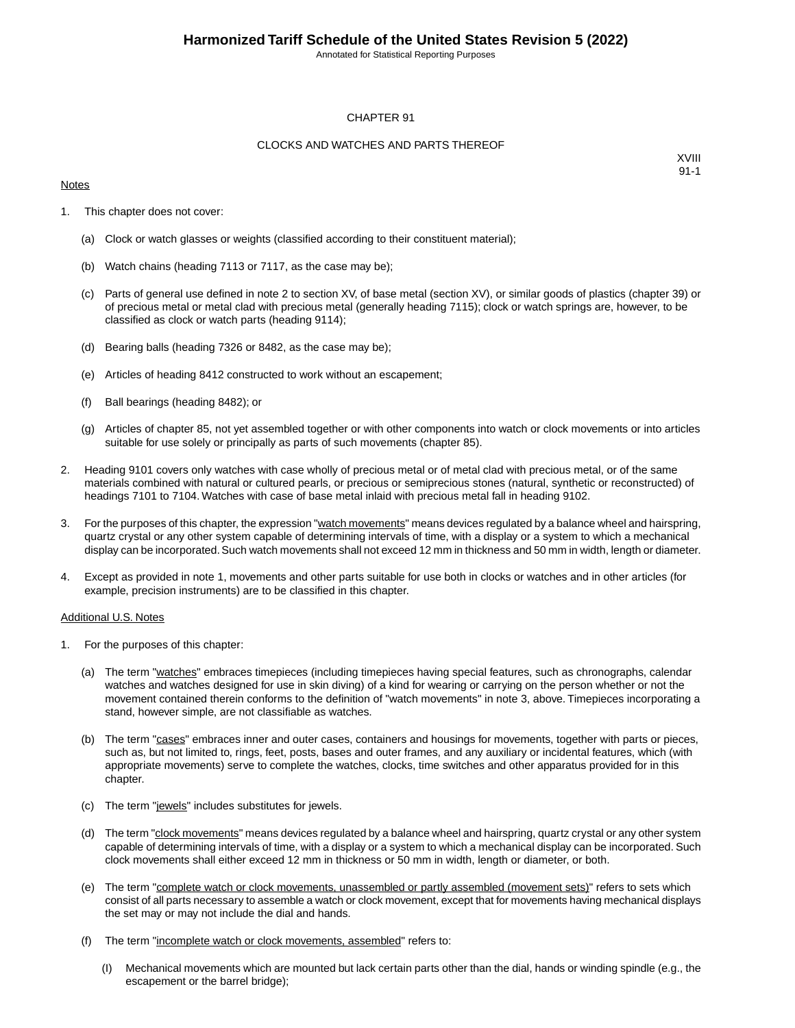# CHAPTER 91

## CLOCKS AND WATCHES AND PARTS THEREOF

XVIII
91-1

Notes

1. This chapter does not cover:

   (a) Clock or watch glasses or weights (classified according to their constituent material);

   (b) Watch chains (heading 7113 or 7117, as the case may be);

   (c) Parts of general use defined in note 2 to section XV, of base metal (section XV), or similar goods of plastics (chapter 39) or of precious metal or metal clad with precious metal (generally heading 7115); clock or watch springs are, however, to be classified as clock or watch parts (heading 9114);

   (d) Bearing balls (heading 7326 or 8482, as the case may be);

   (e) Articles of heading 8412 constructed to work without an escapement;

   (f) Ball bearings (heading 8482); or

   (g) Articles of chapter 85, not yet assembled together or with other components into watch or clock movements or into articles suitable for use solely or principally as parts of such movements (chapter 85).

2. Heading 9101 covers only watches with case wholly of precious metal or of metal clad with precious metal, or of the same materials combined with natural or cultured pearls, or precious or semiprecious stones (natural, synthetic or reconstructed) of headings 7101 to 7104. Watches with case of base metal inlaid with precious metal fall in heading 9102.

3. For the purposes of this chapter, the expression "watch movements" means devices regulated by a balance wheel and hairspring, quartz crystal or any other system capable of determining intervals of time, with a display or a system to which a mechanical display can be incorporated. Such watch movements shall not exceed 12 mm in thickness and 50 mm in width, length or diameter.

4. Except as provided in note 1, movements and other parts suitable for use both in clocks or watches and in other articles (for example, precision instruments) are to be classified in this chapter.

Additional U.S. Notes

1. For the purposes of this chapter:

   (a) The term "watches" embraces timepieces (including timepieces having special features, such as chronographs, calendar watches and watches designed for use in skin diving) of a kind for wearing or carrying on the person whether or not the movement contained therein conforms to the definition of "watch movements" in note 3, above. Timepieces incorporating a stand, however simple, are not classifiable as watches.

   (b) The term "cases" embraces inner and outer cases, containers and housings for movements, together with parts or pieces, such as, but not limited to, rings, feet, posts, bases and outer frames, and any auxiliary or incidental features, which (with appropriate movements) serve to complete the watches, clocks, time switches and other apparatus provided for in this chapter.

   (c) The term "jewels" includes substitutes for jewels.

   (d) The term "clock movements" means devices regulated by a balance wheel and hairspring, quartz crystal or any other system capable of determining intervals of time, with a display or a system to which a mechanical display can be incorporated. Such clock movements shall either exceed 12 mm in thickness or 50 mm in width, length or diameter, or both.

   (e) The term "complete watch or clock movements, unassembled or partly assembled (movement sets)" refers to sets which consist of all parts necessary to assemble a watch or clock movement, except that for movements having mechanical displays the set may or may not include the dial and hands.

   (f) The term "incomplete watch or clock movements, assembled" refers to:

      (I) Mechanical movements which are mounted but lack certain parts other than the dial, hands or winding spindle (e.g., the escapement or the barrel bridge);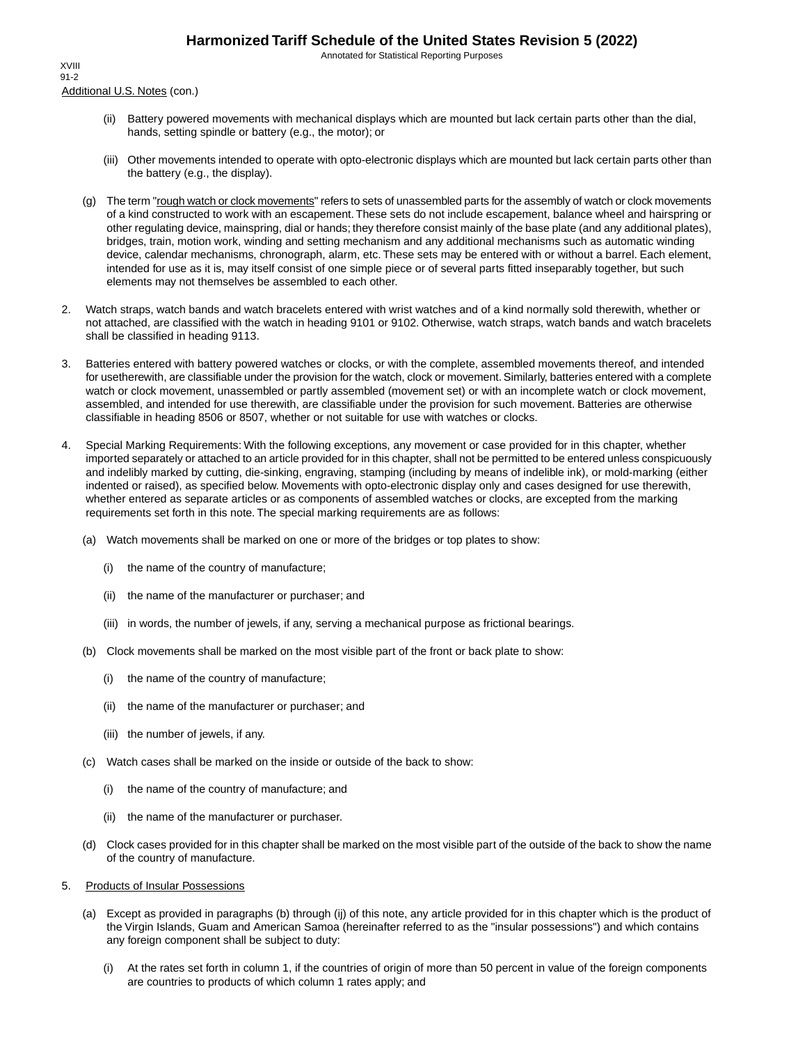Additional U.S. Notes (con.)

(ii) Battery powered movements with mechanical displays which are mounted but lack certain parts other than the dial, hands, setting spindle or battery (e.g., the motor); or

(iii) Other movements intended to operate with opto-electronic displays which are mounted but lack certain parts other than the battery (e.g., the display).

(g) The term "rough watch or clock movements" refers to sets of unassembled parts for the assembly of watch or clock movements of a kind constructed to work with an escapement. These sets do not include escapement, balance wheel and hairspring or other regulating device, mainspring, dial or hands; they therefore consist mainly of the base plate (and any additional plates), bridges, train, motion work, winding and setting mechanism and any additional mechanisms such as automatic winding device, calendar mechanisms, chronograph, alarm, etc. These sets may be entered with or without a barrel. Each element, intended for use as it is, may itself consist of one simple piece or of several parts fitted inseparably together, but such elements may not themselves be assembled to each other.

2. Watch straps, watch bands and watch bracelets entered with wrist watches and of a kind normally sold therewith, whether or not attached, are classified with the watch in heading 9101 or 9102. Otherwise, watch straps, watch bands and watch bracelets shall be classified in heading 9113.

3. Batteries entered with battery powered watches or clocks, or with the complete, assembled movements thereof, and intended for usetherewith, are classifiable under the provision for the watch, clock or movement. Similarly, batteries entered with a complete watch or clock movement, unassembled or partly assembled (movement set) or with an incomplete watch or clock movement, assembled, and intended for use therewith, are classifiable under the provision for such movement. Batteries are otherwise classifiable in heading 8506 or 8507, whether or not suitable for use with watches or clocks.

4. Special Marking Requirements: With the following exceptions, any movement or case provided for in this chapter, whether imported separately or attached to an article provided for in this chapter, shall not be permitted to be entered unless conspicuously and indelibly marked by cutting, die-sinking, engraving, stamping (including by means of indelible ink), or mold-marking (either indented or raised), as specified below. Movements with opto-electronic display only and cases designed for use therewith, whether entered as separate articles or as components of assembled watches or clocks, are excepted from the marking requirements set forth in this note. The special marking requirements are as follows:

(a) Watch movements shall be marked on one or more of the bridges or top plates to show:

(i) the name of the country of manufacture;

(ii) the name of the manufacturer or purchaser; and

(iii) in words, the number of jewels, if any, serving a mechanical purpose as frictional bearings.

(b) Clock movements shall be marked on the most visible part of the front or back plate to show:

(i) the name of the country of manufacture;

(ii) the name of the manufacturer or purchaser; and

(iii) the number of jewels, if any.

(c) Watch cases shall be marked on the inside or outside of the back to show:

(i) the name of the country of manufacture; and

(ii) the name of the manufacturer or purchaser.

(d) Clock cases provided for in this chapter shall be marked on the most visible part of the outside of the back to show the name of the country of manufacture.

5. Products of Insular Possessions

(a) Except as provided in paragraphs (b) through (ij) of this note, any article provided for in this chapter which is the product of the Virgin Islands, Guam and American Samoa (hereinafter referred to as the "insular possessions") and which contains any foreign component shall be subject to duty:

(i) At the rates set forth in column 1, if the countries of origin of more than 50 percent in value of the foreign components are countries to products of which column 1 rates apply; and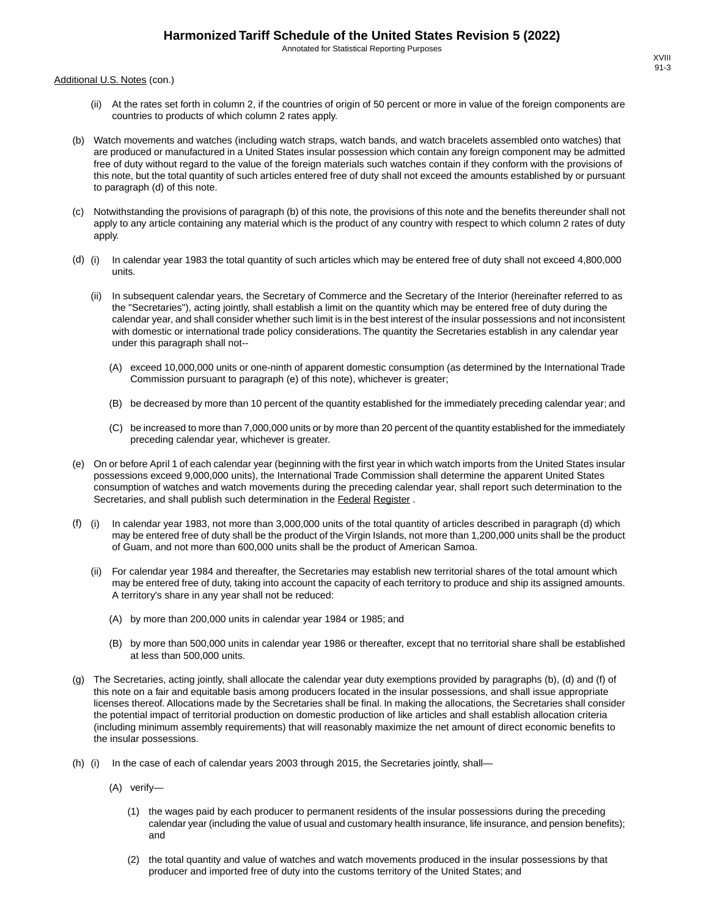Additional U.S. Notes (con.)

(ii) At the rates set forth in column 2, if the countries of origin of 50 percent or more in value of the foreign components are countries to products of which column 2 rates apply.

(b) Watch movements and watches (including watch straps, watch bands, and watch bracelets assembled onto watches) that are produced or manufactured in a United States insular possession which contain any foreign component may be admitted free of duty without regard to the value of the foreign materials such watches contain if they conform with the provisions of this note, but the total quantity of such articles entered free of duty shall not exceed the amounts established by or pursuant to paragraph (d) of this note.

(c) Notwithstanding the provisions of paragraph (b) of this note, the provisions of this note and the benefits thereunder shall not apply to any article containing any material which is the product of any country with respect to which column 2 rates of duty apply.

(d) (i) In calendar year 1983 the total quantity of such articles which may be entered free of duty shall not exceed 4,800,000 units.

(ii) In subsequent calendar years, the Secretary of Commerce and the Secretary of the Interior (hereinafter referred to as the "Secretaries"), acting jointly, shall establish a limit on the quantity which may be entered free of duty during the calendar year, and shall consider whether such limit is in the best interest of the insular possessions and not inconsistent with domestic or international trade policy considerations. The quantity the Secretaries establish in any calendar year under this paragraph shall not--

(A) exceed 10,000,000 units or one-ninth of apparent domestic consumption (as determined by the International Trade Commission pursuant to paragraph (e) of this note), whichever is greater;

(B) be decreased by more than 10 percent of the quantity established for the immediately preceding calendar year; and

(C) be increased to more than 7,000,000 units or by more than 20 percent of the quantity established for the immediately preceding calendar year, whichever is greater.

(e) On or before April 1 of each calendar year (beginning with the first year in which watch imports from the United States insular possessions exceed 9,000,000 units), the International Trade Commission shall determine the apparent United States consumption of watches and watch movements during the preceding calendar year, shall report such determination to the Secretaries, and shall publish such determination in the Federal Register .

(f) (i) In calendar year 1983, not more than 3,000,000 units of the total quantity of articles described in paragraph (d) which may be entered free of duty shall be the product of the Virgin Islands, not more than 1,200,000 units shall be the product of Guam, and not more than 600,000 units shall be the product of American Samoa.

(ii) For calendar year 1984 and thereafter, the Secretaries may establish new territorial shares of the total amount which may be entered free of duty, taking into account the capacity of each territory to produce and ship its assigned amounts. A territory's share in any year shall not be reduced:

(A) by more than 200,000 units in calendar year 1984 or 1985; and

(B) by more than 500,000 units in calendar year 1986 or thereafter, except that no territorial share shall be established at less than 500,000 units.

(g) The Secretaries, acting jointly, shall allocate the calendar year duty exemptions provided by paragraphs (b), (d) and (f) of this note on a fair and equitable basis among producers located in the insular possessions, and shall issue appropriate licenses thereof. Allocations made by the Secretaries shall be final. In making the allocations, the Secretaries shall consider the potential impact of territorial production on domestic production of like articles and shall establish allocation criteria (including minimum assembly requirements) that will reasonably maximize the net amount of direct economic benefits to the insular possessions.

(h) (i) In the case of each of calendar years 2003 through 2015, the Secretaries jointly, shall—

(A) verify—

(1) the wages paid by each producer to permanent residents of the insular possessions during the preceding calendar year (including the value of usual and customary health insurance, life insurance, and pension benefits); and

(2) the total quantity and value of watches and watch movements produced in the insular possessions by that producer and imported free of duty into the customs territory of the United States; and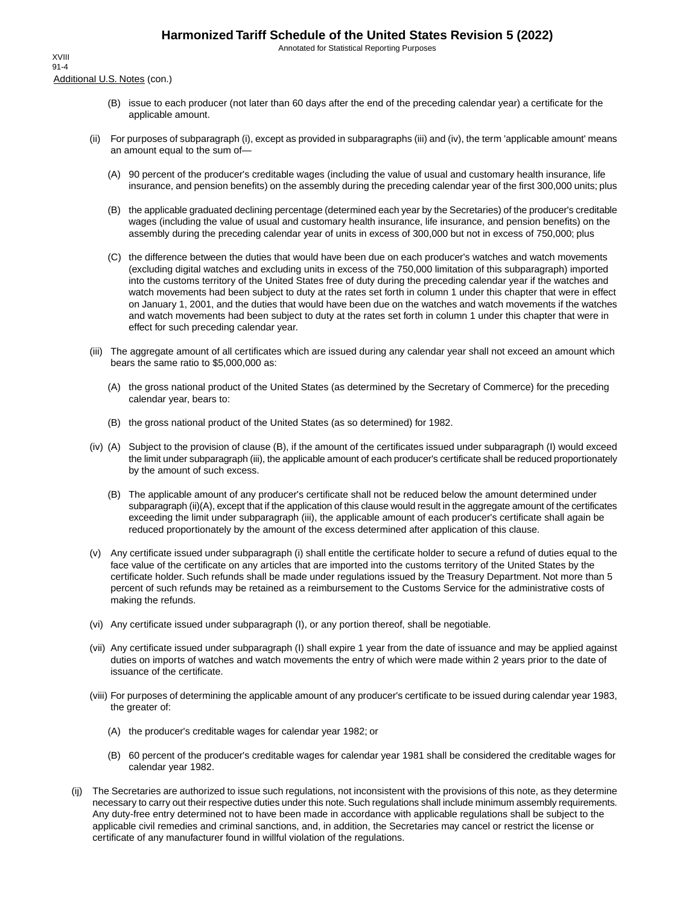Additional U.S. Notes (con.)

(B) issue to each producer (not later than 60 days after the end of the preceding calendar year) a certificate for the applicable amount.

(ii) For purposes of subparagraph (i), except as provided in subparagraphs (iii) and (iv), the term 'applicable amount' means an amount equal to the sum of—

(A) 90 percent of the producer's creditable wages (including the value of usual and customary health insurance, life insurance, and pension benefits) on the assembly during the preceding calendar year of the first 300,000 units; plus

(B) the applicable graduated declining percentage (determined each year by the Secretaries) of the producer's creditable wages (including the value of usual and customary health insurance, life insurance, and pension benefits) on the assembly during the preceding calendar year of units in excess of 300,000 but not in excess of 750,000; plus

(C) the difference between the duties that would have been due on each producer's watches and watch movements (excluding digital watches and excluding units in excess of the 750,000 limitation of this subparagraph) imported into the customs territory of the United States free of duty during the preceding calendar year if the watches and watch movements had been subject to duty at the rates set forth in column 1 under this chapter that were in effect on January 1, 2001, and the duties that would have been due on the watches and watch movements if the watches and watch movements had been subject to duty at the rates set forth in column 1 under this chapter that were in effect for such preceding calendar year.

(iii) The aggregate amount of all certificates which are issued during any calendar year shall not exceed an amount which bears the same ratio to $5,000,000 as:

(A) the gross national product of the United States (as determined by the Secretary of Commerce) for the preceding calendar year, bears to:

(B) the gross national product of the United States (as so determined) for 1982.

(iv) (A) Subject to the provision of clause (B), if the amount of the certificates issued under subparagraph (I) would exceed the limit under subparagraph (iii), the applicable amount of each producer's certificate shall be reduced proportionately by the amount of such excess.

(B) The applicable amount of any producer's certificate shall not be reduced below the amount determined under subparagraph (ii)(A), except that if the application of this clause would result in the aggregate amount of the certificates exceeding the limit under subparagraph (iii), the applicable amount of each producer's certificate shall again be reduced proportionately by the amount of the excess determined after application of this clause.

(v) Any certificate issued under subparagraph (i) shall entitle the certificate holder to secure a refund of duties equal to the face value of the certificate on any articles that are imported into the customs territory of the United States by the certificate holder. Such refunds shall be made under regulations issued by the Treasury Department. Not more than 5 percent of such refunds may be retained as a reimbursement to the Customs Service for the administrative costs of making the refunds.

(vi) Any certificate issued under subparagraph (I), or any portion thereof, shall be negotiable.

(vii) Any certificate issued under subparagraph (I) shall expire 1 year from the date of issuance and may be applied against duties on imports of watches and watch movements the entry of which were made within 2 years prior to the date of issuance of the certificate.

(viii) For purposes of determining the applicable amount of any producer's certificate to be issued during calendar year 1983, the greater of:

(A) the producer's creditable wages for calendar year 1982; or

(B) 60 percent of the producer's creditable wages for calendar year 1981 shall be considered the creditable wages for calendar year 1982.

(ij) The Secretaries are authorized to issue such regulations, not inconsistent with the provisions of this note, as they determine necessary to carry out their respective duties under this note. Such regulations shall include minimum assembly requirements. Any duty-free entry determined not to have been made in accordance with applicable regulations shall be subject to the applicable civil remedies and criminal sanctions, and, in addition, the Secretaries may cancel or restrict the license or certificate of any manufacturer found in willful violation of the regulations.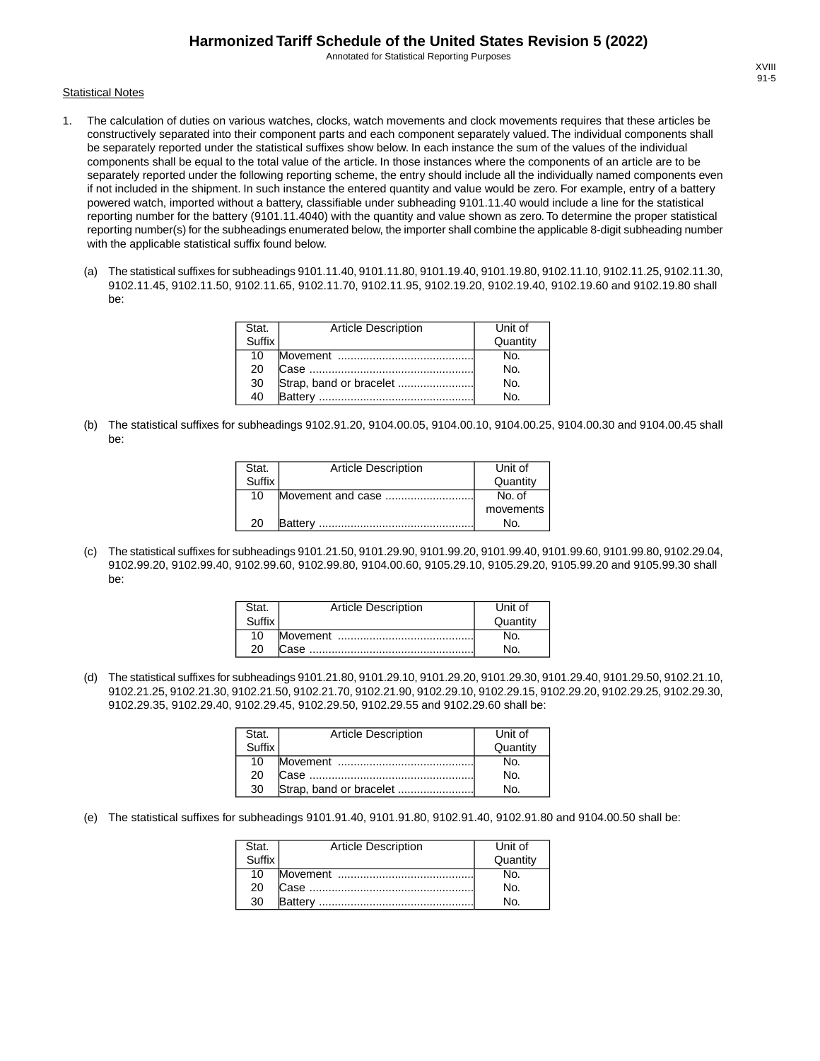Statistical Notes

1. The calculation of duties on various watches, clocks, watch movements and clock movements requires that these articles be constructively separated into their component parts and each component separately valued. The individual components shall be separately reported under the statistical suffixes show below. In each instance the sum of the values of the individual components shall be equal to the total value of the article. In those instances where the components of an article are to be separately reported under the following reporting scheme, the entry should include all the individually named components even if not included in the shipment. In such instance the entered quantity and value would be zero. For example, entry of a battery powered watch, imported without a battery, classifiable under subheading 9101.11.40 would include a line for the statistical reporting number for the battery (9101.11.4040) with the quantity and value shown as zero. To determine the proper statistical reporting number(s) for the subheadings enumerated below, the importer shall combine the applicable 8-digit subheading number with the applicable statistical suffix found below.

   (a) The statistical suffixes for subheadings 9101.11.40, 9101.11.80, 9101.19.40, 9101.19.80, 9102.11.10, 9102.11.25, 9102.11.30, 9102.11.45, 9102.11.50, 9102.11.65, 9102.11.70, 9102.11.95, 9102.19.20, 9102.19.40, 9102.19.60 and 9102.19.80 shall be:

| Stat. Suffix | Article Description | Unit of Quantity |
|---|---|---|
| 10 | Movement .......................................... | No. |
| 20 | Case .................................................... | No. |
| 30 | Strap, band or bracelet ........................ | No. |
| 40 | Battery ................................................. | No. |

   (b) The statistical suffixes for subheadings 9102.91.20, 9104.00.05, 9104.00.10, 9104.00.25, 9104.00.30 and 9104.00.45 shall be:

| Stat. Suffix | Article Description | Unit of Quantity |
|---|---|---|
| 10 | Movement and case ........................... | No. of movements |
| 20 | Battery ................................................. | No. |

   (c) The statistical suffixes for subheadings 9101.21.50, 9101.29.90, 9101.99.20, 9101.99.40, 9101.99.60, 9101.99.80, 9102.29.04, 9102.99.20, 9102.99.40, 9102.99.60, 9102.99.80, 9104.00.60, 9105.29.10, 9105.29.20, 9105.99.20 and 9105.99.30 shall be:

| Stat. Suffix | Article Description | Unit of Quantity |
|---|---|---|
| 10 | Movement .......................................... | No. |
| 20 | Case .................................................... | No. |

   (d) The statistical suffixes for subheadings 9101.21.80, 9101.29.10, 9101.29.20, 9101.29.30, 9101.29.40, 9101.29.50, 9102.21.10, 9102.21.25, 9102.21.30, 9102.21.50, 9102.21.70, 9102.21.90, 9102.29.10, 9102.29.15, 9102.29.20, 9102.29.25, 9102.29.30, 9102.29.35, 9102.29.40, 9102.29.45, 9102.29.50, 9102.29.55 and 9102.29.60 shall be:

| Stat. Suffix | Article Description | Unit of Quantity |
|---|---|---|
| 10 | Movement .......................................... | No. |
| 20 | Case .................................................... | No. |
| 30 | Strap, band or bracelet ........................ | No. |

   (e) The statistical suffixes for subheadings 9101.91.40, 9101.91.80, 9102.91.40, 9102.91.80 and 9104.00.50 shall be:

| Stat. Suffix | Article Description | Unit of Quantity |
|---|---|---|
| 10 | Movement .......................................... | No. |
| 20 | Case .................................................... | No. |
| 30 | Battery ................................................. | No. |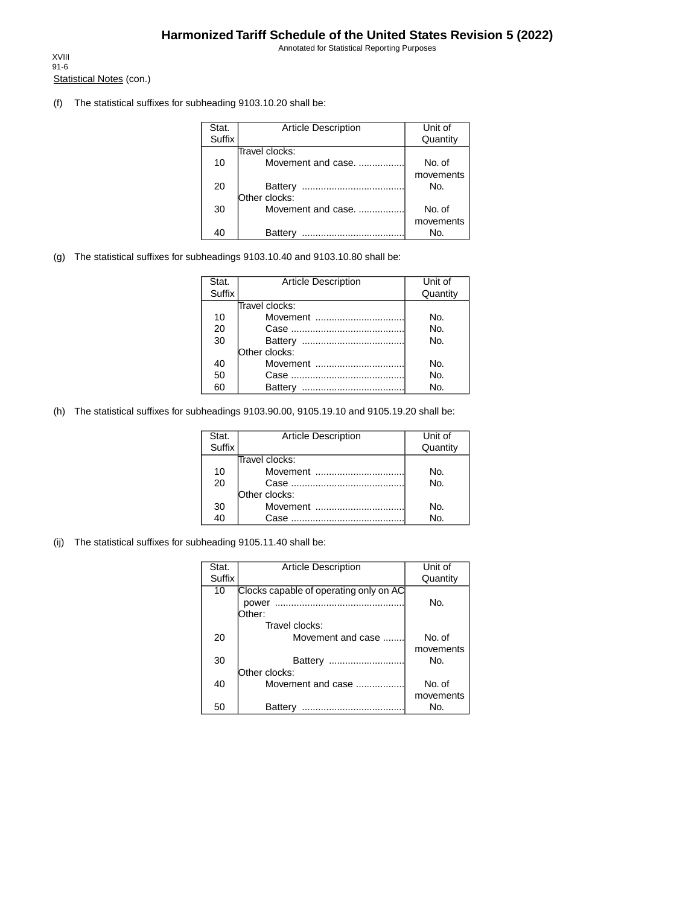Statistical Notes (con.)

(f) The statistical suffixes for subheading 9103.10.20 shall be:

| Stat. Suffix | Article Description | Unit of Quantity |
|---|---|---|
| | Travel clocks: | |
| 10 | Movement and case. ................. | No. of movements |
| 20 | Battery ...................................... | No. |
| | Other clocks: | |
| 30 | Movement and case. ................. | No. of movements |
| 40 | Battery ...................................... | No. |

(g) The statistical suffixes for subheadings 9103.10.40 and 9103.10.80 shall be:

| Stat. Suffix | Article Description | Unit of Quantity |
|---|---|---|
| | Travel clocks: | |
| 10 | Movement ................................. | No. |
| 20 | Case .......................................... | No. |
| 30 | Battery ...................................... | No. |
| | Other clocks: | |
| 40 | Movement ................................. | No. |
| 50 | Case .......................................... | No. |
| 60 | Battery ...................................... | No. |

(h) The statistical suffixes for subheadings 9103.90.00, 9105.19.10 and 9105.19.20 shall be:

| Stat. Suffix | Article Description | Unit of Quantity |
|---|---|---|
| | Travel clocks: | |
| 10 | Movement ................................. | No. |
| 20 | Case .......................................... | No. |
| | Other clocks: | |
| 30 | Movement ................................. | No. |
| 40 | Case .......................................... | No. |

(ij) The statistical suffixes for subheading 9105.11.40 shall be:

| Stat. Suffix | Article Description | Unit of Quantity |
|---|---|---|
| 10 | Clocks capable of operating only on AC power ................................................ | No. |
| | Other: | |
| | Travel clocks: | |
| 20 | Movement and case ........ | No. of movements |
| 30 | Battery ............................ | No. |
| | Other clocks: | |
| 40 | Movement and case .................. | No. of movements |
| 50 | Battery ...................................... | No. |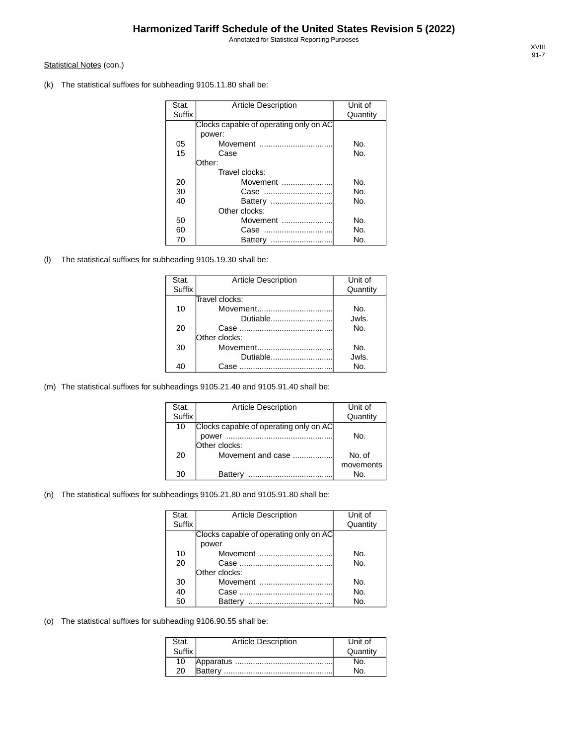Statistical Notes (con.)

(k) The statistical suffixes for subheading 9105.11.80 shall be:

| Stat. Suffix | Article Description | Unit of Quantity |
|---|---|---|
| | Clocks capable of operating only on AC power: | |
| 05 | Movement ................................ | No. |
| 15 | Case | No. |
| | Other: | |
| | Travel clocks: | |
| 20 | Movement ...................... | No. |
| 30 | Case .............................. | No. |
| 40 | Battery ........................... | No. |
| | Other clocks: | |
| 50 | Movement ...................... | No. |
| 60 | Case .............................. | No. |
| 70 | Battery ........................... | No. |

(l) The statistical suffixes for subheading 9105.19.30 shall be:

| Stat. Suffix | Article Description | Unit of Quantity |
|---|---|---|
| | Travel clocks: | |
| 10 | Movement................................. | No. |
| | Dutiable........................... | Jwls. |
| 20 | Case ......................................... | No. |
| | Other clocks: | |
| 30 | Movement................................. | No. |
| | Dutiable........................... | Jwls. |
| 40 | Case ......................................... | No. |

(m) The statistical suffixes for subheadings 9105.21.40 and 9105.91.40 shall be:

| Stat. Suffix | Article Description | Unit of Quantity |
|---|---|---|
| 10 | Clocks capable of operating only on AC power ............................................... | No. |
| | Other clocks: | |
| 20 | Movement and case .................. | No. of movements |
| 30 | Battery ..................................... | No. |

(n) The statistical suffixes for subheadings 9105.21.80 and 9105.91.80 shall be:

| Stat. Suffix | Article Description | Unit of Quantity |
|---|---|---|
| | Clocks capable of operating only on AC power | |
| 10 | Movement ................................ | No. |
| 20 | Case ......................................... | No. |
| | Other clocks: | |
| 30 | Movement ................................ | No. |
| 40 | Case ......................................... | No. |
| 50 | Battery ..................................... | No. |

(o) The statistical suffixes for subheading 9106.90.55 shall be:

| Stat. Suffix | Article Description | Unit of Quantity |
|---|---|---|
| 10 | Apparatus ........................................... | No. |
| 20 | Battery ................................................ | No. |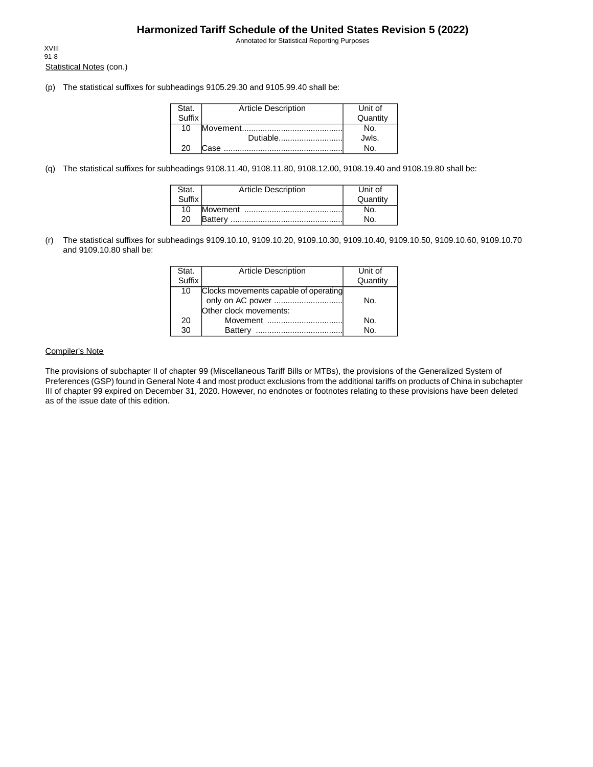Statistical Notes (con.)

(p) The statistical suffixes for subheadings 9105.29.30 and 9105.99.40 shall be:

| Stat. Suffix | Article Description | Unit of Quantity |
|---|---|---|
| 10 | Movement........................................... | No. |
| | Dutiable............................ | Jwls. |
| 20 | Case .................................................... | No. |

(q) The statistical suffixes for subheadings 9108.11.40, 9108.11.80, 9108.12.00, 9108.19.40 and 9108.19.80 shall be:

| Stat. Suffix | Article Description | Unit of Quantity |
|---|---|---|
| 10 | Movement ........................................... | No. |
| 20 | Battery ................................................. | No. |

(r) The statistical suffixes for subheadings 9109.10.10, 9109.10.20, 9109.10.30, 9109.10.40, 9109.10.50, 9109.10.60, 9109.10.70 and 9109.10.80 shall be:

| Stat. Suffix | Article Description | Unit of Quantity |
|---|---|---|
| 10 | Clocks movements capable of operating only on AC power .............................. | No. |
| | Other clock movements: | |
| 20 | Movement ................................. | No. |
| 30 | Battery ...................................... | No. |

Compiler's Note

The provisions of subchapter II of chapter 99 (Miscellaneous Tariff Bills or MTBs), the provisions of the Generalized System of Preferences (GSP) found in General Note 4 and most product exclusions from the additional tariffs on products of China in subchapter III of chapter 99 expired on December 31, 2020. However, no endnotes or footnotes relating to these provisions have been deleted as of the issue date of this edition.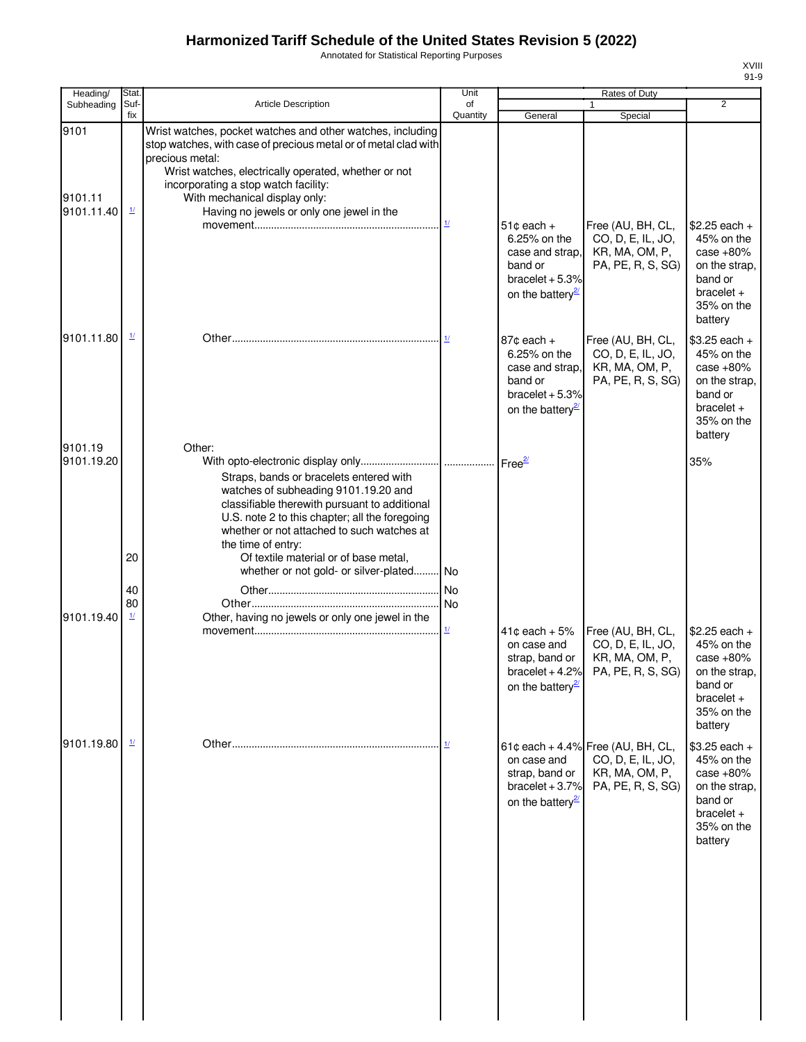# Harmonized Tariff Schedule of the United States Revision 5 (2022)

Annotated for Statistical Reporting Purposes

XVIII
91-9

| Heading/ Subheading | Stat. Suf-fix | Article Description | Unit of Quantity | Rates of Duty 1 General | Rates of Duty 1 Special | Rates of Duty 2 |
|---|---|---|---|---|---|---|
| 9101 | | Wrist watches, pocket watches and other watches, including stop watches, with case of precious metal or of metal clad with precious metal: | | | | |
| | | Wrist watches, electrically operated, whether or not incorporating a stop watch facility: | | | | |
| 9101.11 | | With mechanical display only: | | | | |
| 9101.11.40 | 1/ | Having no jewels or only one jewel in the movement | 1/ | 51¢ each + 6.25% on the case and strap, band or bracelet + 5.3% on the battery[2/] | Free (AU, BH, CL, CO, D, E, IL, JO, KR, MA, OM, P, PA, PE, R, S, SG) | $2.25 each + 45% on the case +80% on the strap, band or bracelet + 35% on the battery |
| 9101.11.80 | 1/ | Other | 1/ | 87¢ each + 6.25% on the case and strap, band or bracelet + 5.3% on the battery[2/] | Free (AU, BH, CL, CO, D, E, IL, JO, KR, MA, OM, P, PA, PE, R, S, SG) | $3.25 each + 45% on the case +80% on the strap, band or bracelet + 35% on the battery |
| 9101.19 | | Other: | | | | |
| 9101.19.20 | | With opto-electronic display only | | Free[2/] | | 35% |
| | | Straps, bands or bracelets entered with watches of subheading 9101.19.20 and classifiable therewith pursuant to additional U.S. note 2 to this chapter; all the foregoing whether or not attached to such watches at the time of entry: | | | | |
| | 20 | Of textile material or of base metal, whether or not gold- or silver-plated | No | | | |
| | 40 | Other | No | | | |
| | 80 | Other | No | | | |
| 9101.19.40 | 1/ | Other, having no jewels or only one jewel in the movement | 1/ | 41¢ each + 5% on case and strap, band or bracelet + 4.2% on the battery[2/] | Free (AU, BH, CL, CO, D, E, IL, JO, KR, MA, OM, P, PA, PE, R, S, SG) | $2.25 each + 45% on the case +80% on the strap, band or bracelet + 35% on the battery |
| 9101.19.80 | 1/ | Other | 1/ | 61¢ each + 4.4% on case and strap, band or bracelet + 3.7% on the battery[2/] | Free (AU, BH, CL, CO, D, E, IL, JO, KR, MA, OM, P, PA, PE, R, S, SG) | $3.25 each + 45% on the case +80% on the strap, band or bracelet + 35% on the battery |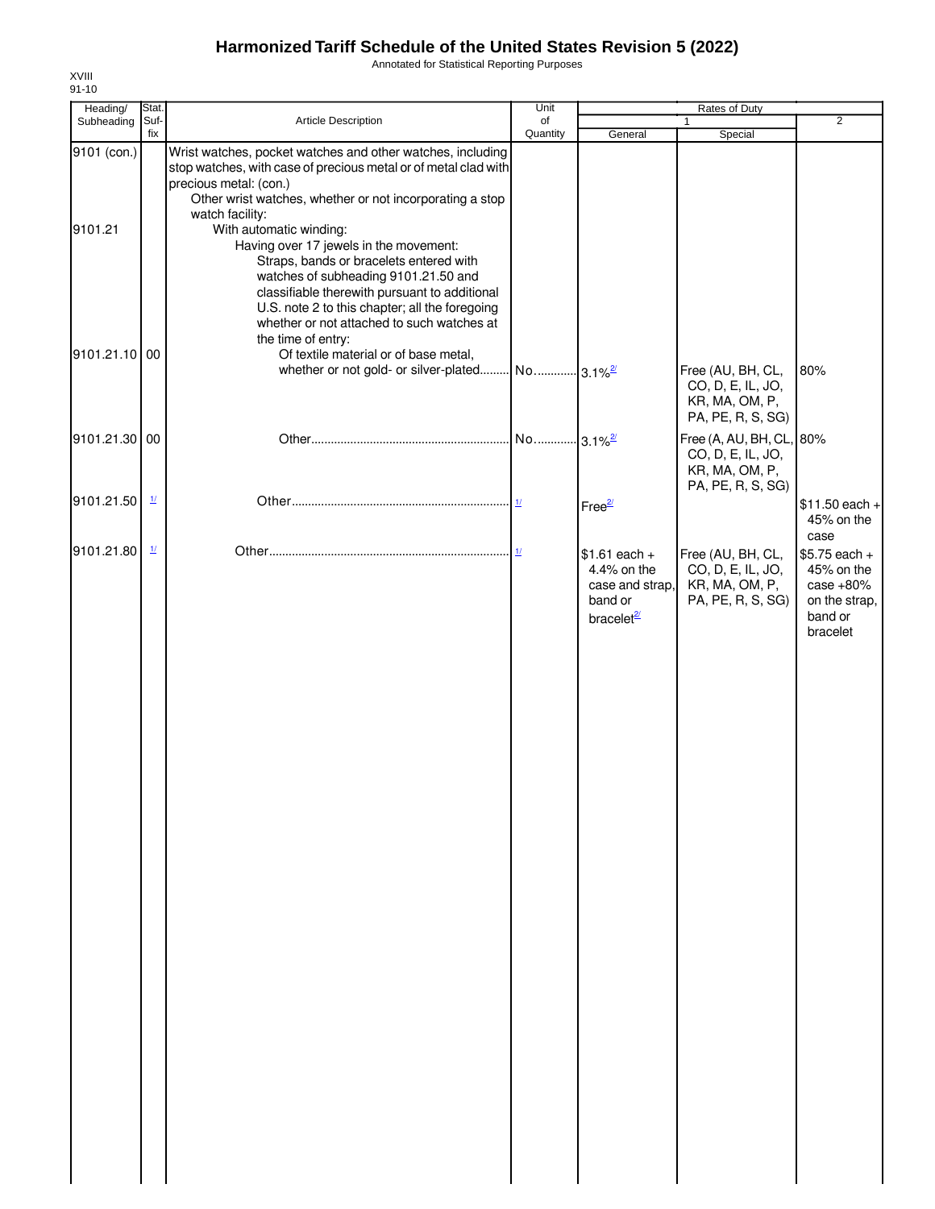# Harmonized Tariff Schedule of the United States Revision 5 (2022)

Annotated for Statistical Reporting Purposes

XVIII
91-10

| Heading/ Subheading | Stat. Suf-fix | Article Description | Unit of Quantity | Rates of Duty 1 General | Rates of Duty 1 Special | Rates of Duty 2 |
|---|---|---|---|---|---|---|
| 9101 (con.) | | Wrist watches, pocket watches and other watches, including stop watches, with case of precious metal or of metal clad with precious metal: (con.) | | | | |
| | | Other wrist watches, whether or not incorporating a stop watch facility: | | | | |
| 9101.21 | | With automatic winding: | | | | |
| | | Having over 17 jewels in the movement: | | | | |
| | | Straps, bands or bracelets entered with watches of subheading 9101.21.50 and classifiable therewith pursuant to additional U.S. note 2 to this chapter; all the foregoing whether or not attached to such watches at the time of entry: | | | | |
| 9101.21.10 | 00 | Of textile material or of base metal, whether or not gold- or silver-plated | No. | 3.1%[2/] | Free (AU, BH, CL, CO, D, E, IL, JO, KR, MA, OM, P, PA, PE, R, S, SG) | 80% |
| 9101.21.30 | 00 | Other | No. | 3.1%[2/] | Free (A, AU, BH, CL, CO, D, E, IL, JO, KR, MA, OM, P, PA, PE, R, S, SG) | 80% |
| 9101.21.50 | [1/] | Other | [1/] | Free[2/] | | $11.50 each + 45% on the case |
| 9101.21.80 | [1/] | Other | [1/] | $1.61 each + 4.4% on the case and strap, band or bracelet[2/] | Free (AU, BH, CL, CO, D, E, IL, JO, KR, MA, OM, P, PA, PE, R, S, SG) | $5.75 each + 45% on the case +80% on the strap, band or bracelet |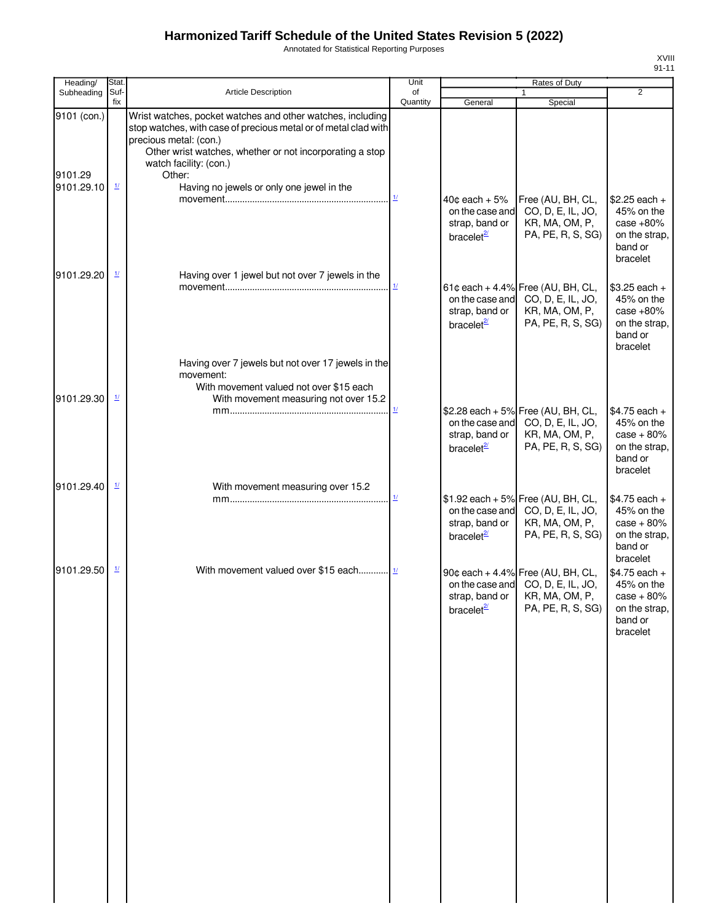# Harmonized Tariff Schedule of the United States Revision 5 (2022)

Annotated for Statistical Reporting Purposes

| Heading/ Subheading | Stat. Suf- fix | Article Description | Unit of Quantity | Rates of Duty 1 General | Special | 2 |
|---|---|---|---|---|---|---|
| 9101 (con.) | | Wrist watches, pocket watches and other watches, including stop watches, with case of precious metal or of metal clad with precious metal: (con.) | | | | |
| | | Other wrist watches, whether or not incorporating a stop watch facility: (con.) | | | | |
| 9101.29 | | Other: | | | | |
| 9101.29.10 | 1/ | Having no jewels or only one jewel in the movement | 1/ | 40¢ each + 5% on the case and strap, band or bracelet[2/] | Free (AU, BH, CL, CO, D, E, IL, JO, KR, MA, OM, P, PA, PE, R, S, SG) | $2.25 each + 45% on the case +80% on the strap, band or bracelet |
| 9101.29.20 | 1/ | Having over 1 jewel but not over 7 jewels in the movement | 1/ | 61¢ each + 4.4% on the case and strap, band or bracelet[2/] | Free (AU, BH, CL, CO, D, E, IL, JO, KR, MA, OM, P, PA, PE, R, S, SG) | $3.25 each + 45% on the case +80% on the strap, band or bracelet |
| | | Having over 7 jewels but not over 17 jewels in the movement: | | | | |
| | | With movement valued not over $15 each | | | | |
| 9101.29.30 | 1/ | With movement measuring not over 15.2 mm | 1/ | $2.28 each + 5% on the case and strap, band or bracelet[2/] | Free (AU, BH, CL, CO, D, E, IL, JO, KR, MA, OM, P, PA, PE, R, S, SG) | $4.75 each + 45% on the case + 80% on the strap, band or bracelet |
| 9101.29.40 | 1/ | With movement measuring over 15.2 mm | 1/ | $1.92 each + 5% on the case and strap, band or bracelet[2/] | Free (AU, BH, CL, CO, D, E, IL, JO, KR, MA, OM, P, PA, PE, R, S, SG) | $4.75 each + 45% on the case + 80% on the strap, band or bracelet |
| 9101.29.50 | 1/ | With movement valued over $15 each | 1/ | 90¢ each + 4.4% on the case and strap, band or bracelet[2/] | Free (AU, BH, CL, CO, D, E, IL, JO, KR, MA, OM, P, PA, PE, R, S, SG) | $4.75 each + 45% on the case + 80% on the strap, band or bracelet |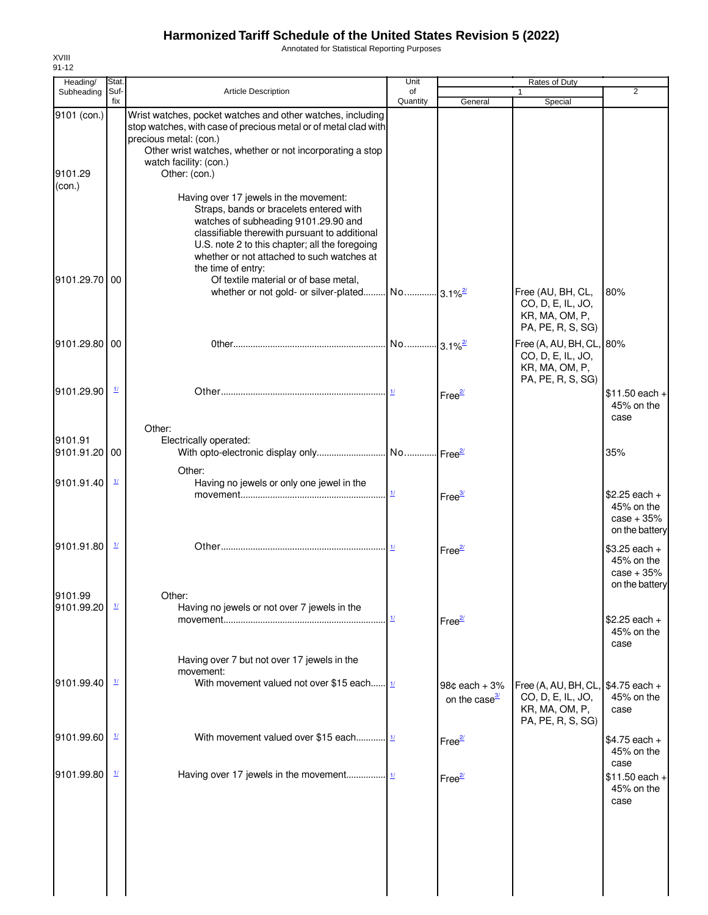# Harmonized Tariff Schedule of the United States Revision 5 (2022)

Annotated for Statistical Reporting Purposes

XVIII
91-12

| Heading/ Subheading | Stat. Suf- fix | Article Description | Unit of Quantity | Rates of Duty 1 General | Special | 2 |
|---|---|---|---|---|---|---|
| 9101 (con.) | | Wrist watches, pocket watches and other watches, including stop watches, with case of precious metal or of metal clad with precious metal: (con.) | | | | |
| | | Other wrist watches, whether or not incorporating a stop watch facility: (con.) | | | | |
| 9101.29 (con.) | | Other: (con.) | | | | |
| | | Having over 17 jewels in the movement: | | | | |
| | | Straps, bands or bracelets entered with watches of subheading 9101.29.90 and classifiable therewith pursuant to additional U.S. note 2 to this chapter; all the foregoing whether or not attached to such watches at the time of entry: | | | | |
| 9101.29.70 | 00 | Of textile material or of base metal, whether or not gold- or silver-plated | No. | 3.1%[2/] | Free (AU, BH, CL, CO, D, E, IL, JO, KR, MA, OM, P, PA, PE, R, S, SG) | 80% |
| 9101.29.80 | 00 | Other | No. | 3.1%[2/] | Free (A, AU, BH, CL, CO, D, E, IL, JO, KR, MA, OM, P, PA, PE, R, S, SG) | 80% |
| 9101.29.90 | [1/] | Other | [1/] | Free[2/] | | $11.50 each + 45% on the case |
| | | Other: | | | | |
| 9101.91 | | Electrically operated: | | | | |
| 9101.91.20 | 00 | With opto-electronic display only | No. | Free[2/] | | 35% |
| | | Other: | | | | |
| 9101.91.40 | [1/] | Having no jewels or only one jewel in the movement | [1/] | Free[3/] | | $2.25 each + 45% on the case + 35% on the battery |
| 9101.91.80 | [1/] | Other | [1/] | Free[2/] | | $3.25 each + 45% on the case + 35% on the battery |
| 9101.99 | | Other: | | | | |
| 9101.99.20 | [1/] | Having no jewels or not over 7 jewels in the movement | [1/] | Free[2/] | | $2.25 each + 45% on the case |
| | | Having over 7 but not over 17 jewels in the movement: | | | | |
| 9101.99.40 | [1/] | With movement valued not over $15 each | [1/] | 98¢ each + 3% on the case[3/] | Free (A, AU, BH, CL, CO, D, E, IL, JO, KR, MA, OM, P, PA, PE, R, S, SG) | $4.75 each + 45% on the case |
| 9101.99.60 | [1/] | With movement valued over $15 each | [1/] | Free[2/] | | $4.75 each + 45% on the case |
| 9101.99.80 | [1/] | Having over 17 jewels in the movement | [1/] | Free[2/] | | $11.50 each + 45% on the case |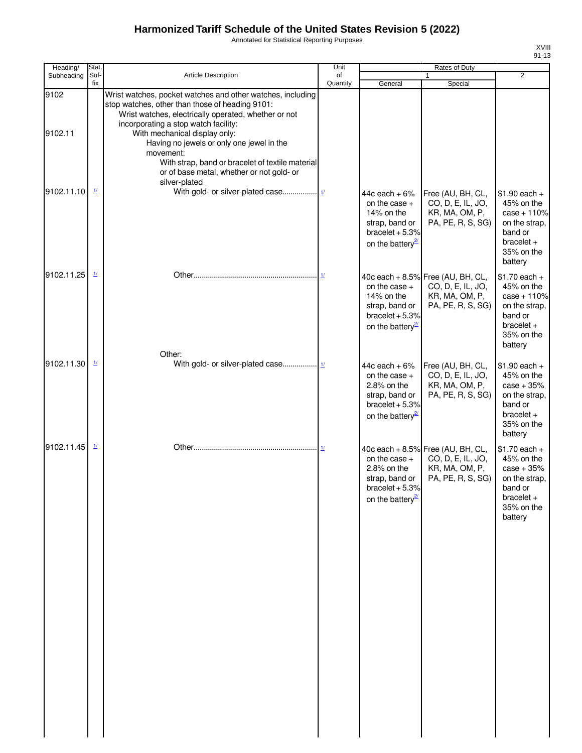# Harmonized Tariff Schedule of the United States Revision 5 (2022)

Annotated for Statistical Reporting Purposes

XVIII
91-13

| Heading/ Subheading | Stat. Suf-fix | Article Description | Unit of Quantity | Rates of Duty 1 General | Rates of Duty 1 Special | Rates of Duty 2 |
|---|---|---|---|---|---|---|
| 9102 | | Wrist watches, pocket watches and other watches, including stop watches, other than those of heading 9101: | | | | |
| | | Wrist watches, electrically operated, whether or not incorporating a stop watch facility: | | | | |
| 9102.11 | | With mechanical display only: | | | | |
| | | Having no jewels or only one jewel in the movement: | | | | |
| | | With strap, band or bracelet of textile material or of base metal, whether or not gold- or silver-plated | | | | |
| 9102.11.10 | 1/ | With gold- or silver-plated case | 1/ | 44¢ each + 6% on the case + 14% on the strap, band or bracelet + 5.3% on the battery2/ | Free (AU, BH, CL, CO, D, E, IL, JO, KR, MA, OM, P, PA, PE, R, S, SG) | $1.90 each + 45% on the case + 110% on the strap, band or bracelet + 35% on the battery |
| 9102.11.25 | 1/ | Other | 1/ | 40¢ each + 8.5% on the case + 14% on the strap, band or bracelet + 5.3% on the battery2/ | Free (AU, BH, CL, CO, D, E, IL, JO, KR, MA, OM, P, PA, PE, R, S, SG) | $1.70 each + 45% on the case + 110% on the strap, band or bracelet + 35% on the battery |
| | | Other: | | | | |
| 9102.11.30 | 1/ | With gold- or silver-plated case | 1/ | 44¢ each + 6% on the case + 2.8% on the strap, band or bracelet + 5.3% on the battery2/ | Free (AU, BH, CL, CO, D, E, IL, JO, KR, MA, OM, P, PA, PE, R, S, SG) | $1.90 each + 45% on the case + 35% on the strap, band or bracelet + 35% on the battery |
| 9102.11.45 | 1/ | Other | 1/ | 40¢ each + 8.5% on the case + 2.8% on the strap, band or bracelet + 5.3% on the battery2/ | Free (AU, BH, CL, CO, D, E, IL, JO, KR, MA, OM, P, PA, PE, R, S, SG) | $1.70 each + 45% on the case + 35% on the strap, band or bracelet + 35% on the battery |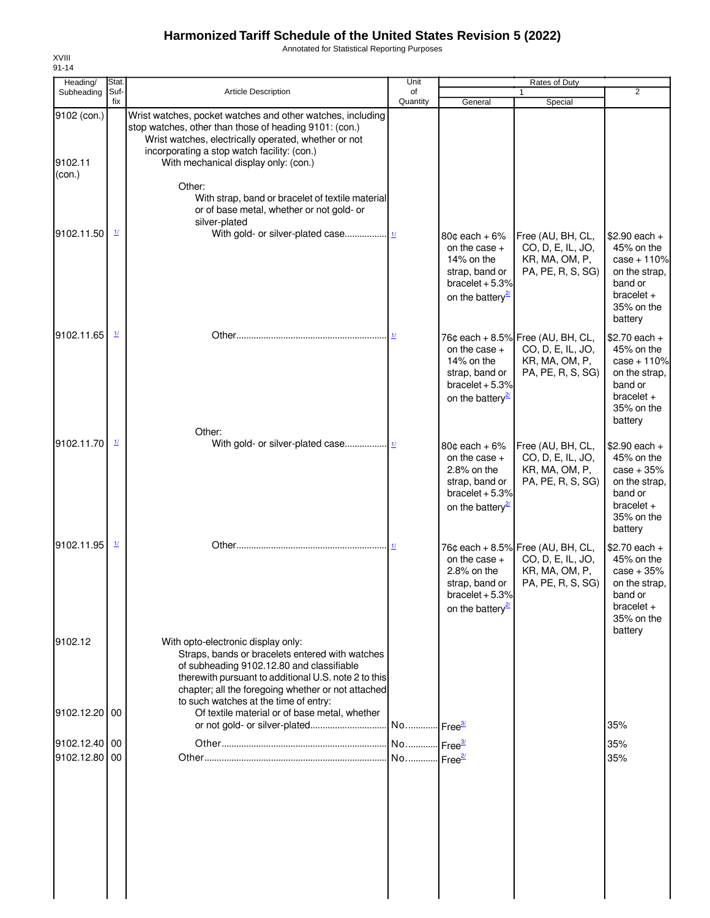# Harmonized Tariff Schedule of the United States Revision 5 (2022)

Annotated for Statistical Reporting Purposes

XVIII
91-14

| Heading/ Subheading | Stat. Suf- fix | Article Description | Unit of Quantity | Rates of Duty 1 General | Special | 2 |
|---|---|---|---|---|---|---|
| 9102 (con.) | | Wrist watches, pocket watches and other watches, including stop watches, other than those of heading 9101: (con.) | | | | |
| | | Wrist watches, electrically operated, whether or not incorporating a stop watch facility: (con.) | | | | |
| 9102.11 (con.) | | With mechanical display only: (con.) | | | | |
| | | Other: | | | | |
| | | With strap, band or bracelet of textile material or of base metal, whether or not gold- or silver-plated | | | | |
| 9102.11.50 | 1/ | With gold- or silver-plated case | 1/ | 80¢ each + 6% on the case + 14% on the strap, band or bracelet + 5.3% on the battery[2/] | Free (AU, BH, CL, CO, D, E, IL, JO, KR, MA, OM, P, PA, PE, R, S, SG) | $2.90 each + 45% on the case + 110% on the strap, band or bracelet + 35% on the battery |
| 9102.11.65 | 1/ | Other | 1/ | 76¢ each + 8.5% on the case + 14% on the strap, band or bracelet + 5.3% on the battery[2/] | Free (AU, BH, CL, CO, D, E, IL, JO, KR, MA, OM, P, PA, PE, R, S, SG) | $2.70 each + 45% on the case + 110% on the strap, band or bracelet + 35% on the battery |
| | | Other: | | | | |
| 9102.11.70 | 1/ | With gold- or silver-plated case | 1/ | 80¢ each + 6% on the case + 2.8% on the strap, band or bracelet + 5.3% on the battery[2/] | Free (AU, BH, CL, CO, D, E, IL, JO, KR, MA, OM, P, PA, PE, R, S, SG) | $2.90 each + 45% on the case + 35% on the strap, band or bracelet + 35% on the battery |
| 9102.11.95 | 1/ | Other | 1/ | 76¢ each + 8.5% on the case + 2.8% on the strap, band or bracelet + 5.3% on the battery[2/] | Free (AU, BH, CL, CO, D, E, IL, JO, KR, MA, OM, P, PA, PE, R, S, SG) | $2.70 each + 45% on the case + 35% on the strap, band or bracelet + 35% on the battery |
| 9102.12 | | With opto-electronic display only: | | | | |
| | | Straps, bands or bracelets entered with watches of subheading 9102.12.80 and classifiable therewith pursuant to additional U.S. note 2 to this chapter; all the foregoing whether or not attached to such watches at the time of entry: | | | | |
| 9102.12.20 | 00 | Of textile material or of base metal, whether or not gold- or silver-plated | No. | Free[3/] | | 35% |
| 9102.12.40 | 00 | Other | No. | Free[3/] | | 35% |
| 9102.12.80 | 00 | Other | No. | Free[2/] | | 35% |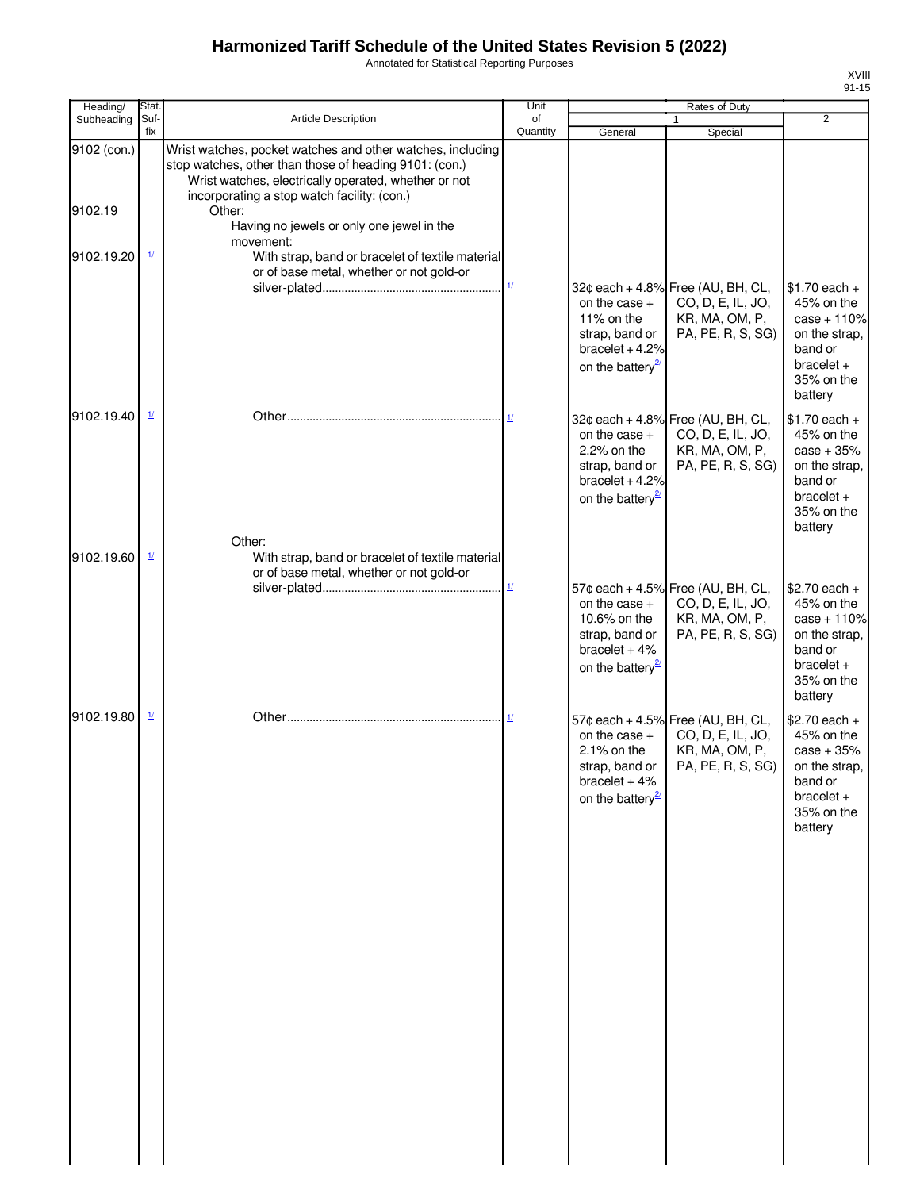# Harmonized Tariff Schedule of the United States Revision 5 (2022)

Annotated for Statistical Reporting Purposes

| Heading/ Subheading | Stat. Suf- fix | Article Description | Unit of Quantity | Rates of Duty 1 General | Rates of Duty 1 Special | Rates of Duty 2 |
|---|---|---|---|---|---|---|
| 9102 (con.) | | Wrist watches, pocket watches and other watches, including stop watches, other than those of heading 9101: (con.) | | | | |
| | | Wrist watches, electrically operated, whether or not incorporating a stop watch facility: (con.) | | | | |
| 9102.19 | | Other: | | | | |
| | | Having no jewels or only one jewel in the movement: | | | | |
| 9102.19.20 | 1/ | With strap, band or bracelet of textile material or of base metal, whether or not gold-or silver-plated | 1/ | 32¢ each + 4.8% on the case + 11% on the strap, band or bracelet + 4.2% on the battery[2/] | Free (AU, BH, CL, CO, D, E, IL, JO, KR, MA, OM, P, PA, PE, R, S, SG) | $1.70 each + 45% on the case + 110% on the strap, band or bracelet + 35% on the battery |
| 9102.19.40 | 1/ | Other | 1/ | 32¢ each + 4.8% on the case + 2.2% on the strap, band or bracelet + 4.2% on the battery[2/] | Free (AU, BH, CL, CO, D, E, IL, JO, KR, MA, OM, P, PA, PE, R, S, SG) | $1.70 each + 45% on the case + 35% on the strap, band or bracelet + 35% on the battery |
| | | Other: | | | | |
| 9102.19.60 | 1/ | With strap, band or bracelet of textile material or of base metal, whether or not gold-or silver-plated | 1/ | 57¢ each + 4.5% on the case + 10.6% on the strap, band or bracelet + 4% on the battery[2/] | Free (AU, BH, CL, CO, D, E, IL, JO, KR, MA, OM, P, PA, PE, R, S, SG) | $2.70 each + 45% on the case + 110% on the strap, band or bracelet + 35% on the battery |
| 9102.19.80 | 1/ | Other | 1/ | 57¢ each + 4.5% on the case + 2.1% on the strap, band or bracelet + 4% on the battery[2/] | Free (AU, BH, CL, CO, D, E, IL, JO, KR, MA, OM, P, PA, PE, R, S, SG) | $2.70 each + 45% on the case + 35% on the strap, band or bracelet + 35% on the battery |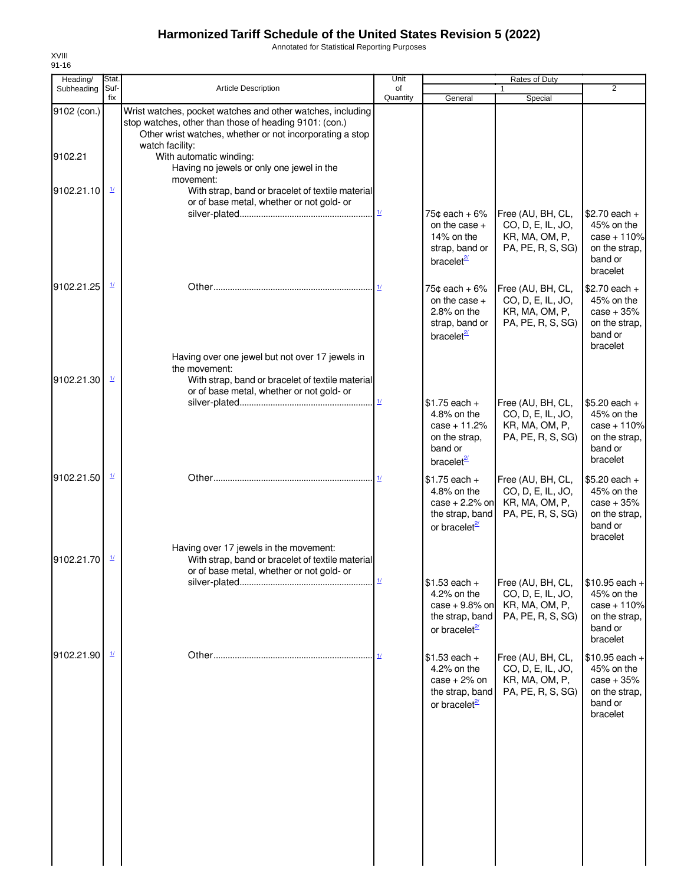# Harmonized Tariff Schedule of the United States Revision 5 (2022)

Annotated for Statistical Reporting Purposes

XVIII
91-16

| Heading/ Subheading | Stat. Suf- fix | Article Description | Unit of Quantity | Rates of Duty 1 General | Special | 2 |
|---|---|---|---|---|---|---|
| 9102 (con.) | | Wrist watches, pocket watches and other watches, including stop watches, other than those of heading 9101: (con.) | | | | |
| | | Other wrist watches, whether or not incorporating a stop watch facility: | | | | |
| 9102.21 | | With automatic winding: | | | | |
| | | Having no jewels or only one jewel in the movement: | | | | |
| 9102.21.10 | 1/ | With strap, band or bracelet of textile material or of base metal, whether or not gold- or silver-plated | 1/ | 75¢ each + 6% on the case + 14% on the strap, band or bracelet 2/ | Free (AU, BH, CL, CO, D, E, IL, JO, KR, MA, OM, P, PA, PE, R, S, SG) | $2.70 each + 45% on the case + 110% on the strap, band or bracelet |
| 9102.21.25 | 1/ | Other | 1/ | 75¢ each + 6% on the case + 2.8% on the strap, band or bracelet 2/ | Free (AU, BH, CL, CO, D, E, IL, JO, KR, MA, OM, P, PA, PE, R, S, SG) | $2.70 each + 45% on the case + 35% on the strap, band or bracelet |
| | | Having over one jewel but not over 17 jewels in the movement: | | | | |
| 9102.21.30 | 1/ | With strap, band or bracelet of textile material or of base metal, whether or not gold- or silver-plated | 1/ | $1.75 each + 4.8% on the case + 11.2% on the strap, band or bracelet 2/ | Free (AU, BH, CL, CO, D, E, IL, JO, KR, MA, OM, P, PA, PE, R, S, SG) | $5.20 each + 45% on the case + 110% on the strap, band or bracelet |
| 9102.21.50 | 1/ | Other | 1/ | $1.75 each + 4.8% on the case + 2.2% on the strap, band or bracelet 2/ | Free (AU, BH, CL, CO, D, E, IL, JO, KR, MA, OM, P, PA, PE, R, S, SG) | $5.20 each + 45% on the case + 35% on the strap, band or bracelet |
| | | Having over 17 jewels in the movement: | | | | |
| 9102.21.70 | 1/ | With strap, band or bracelet of textile material or of base metal, whether or not gold- or silver-plated | 1/ | $1.53 each + 4.2% on the case + 9.8% on the strap, band or bracelet 2/ | Free (AU, BH, CL, CO, D, E, IL, JO, KR, MA, OM, P, PA, PE, R, S, SG) | $10.95 each + 45% on the case + 110% on the strap, band or bracelet |
| 9102.21.90 | 1/ | Other | 1/ | $1.53 each + 4.2% on the case + 2% on the strap, band or bracelet 2/ | Free (AU, BH, CL, CO, D, E, IL, JO, KR, MA, OM, P, PA, PE, R, S, SG) | $10.95 each + 45% on the case + 35% on the strap, band or bracelet |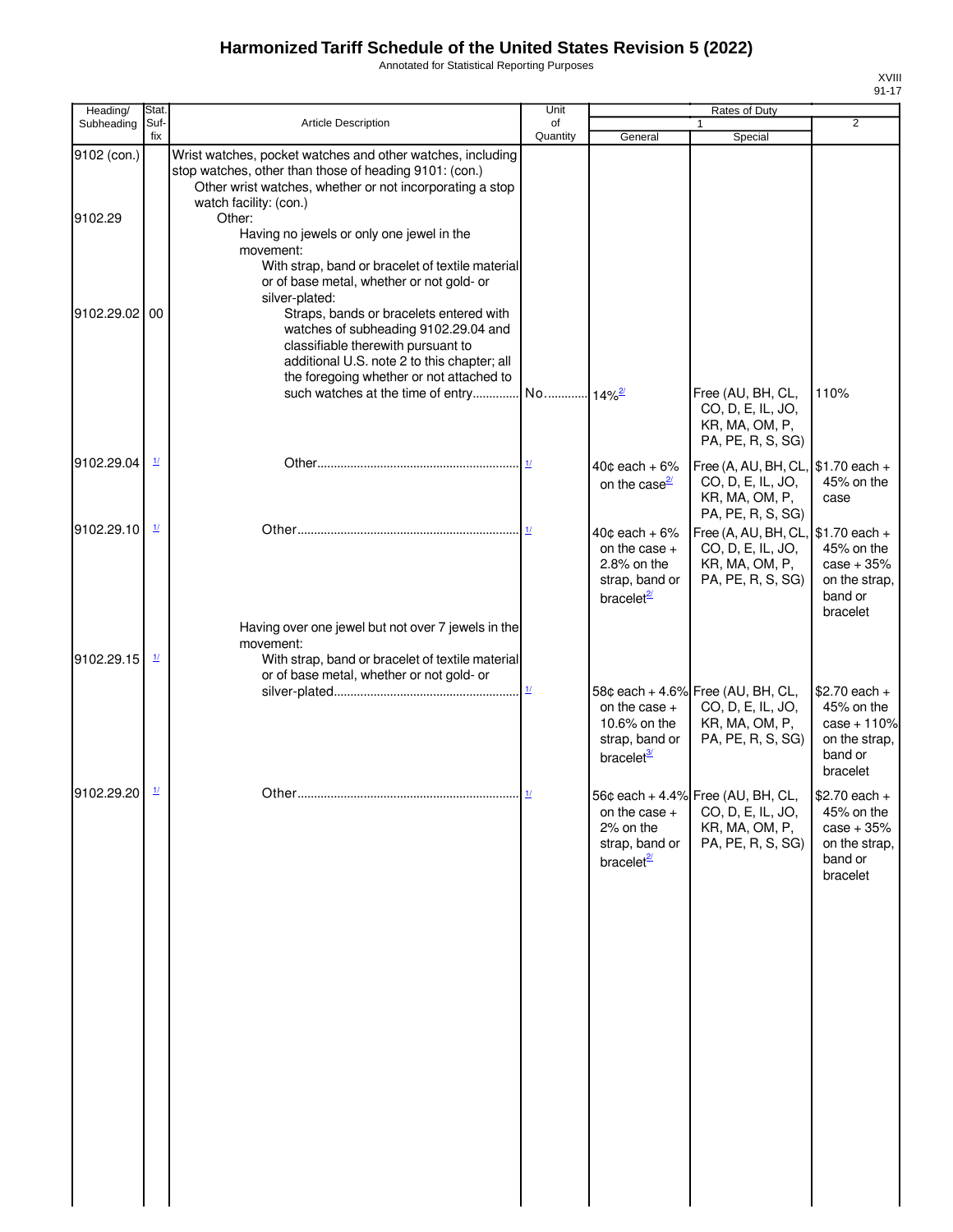# Harmonized Tariff Schedule of the United States Revision 5 (2022)

Annotated for Statistical Reporting Purposes

| Heading/ Subheading | Stat. Suf- fix | Article Description | Unit of Quantity | Rates of Duty 1 General | Special | 2 |
|---|---|---|---|---|---|---|
| 9102 (con.) | | Wrist watches, pocket watches and other watches, including stop watches, other than those of heading 9101: (con.) | | | | |
| | | Other wrist watches, whether or not incorporating a stop watch facility: (con.) | | | | |
| 9102.29 | | Other: | | | | |
| | | Having no jewels or only one jewel in the movement: | | | | |
| | | With strap, band or bracelet of textile material or of base metal, whether or not gold- or silver-plated: | | | | |
| 9102.29.02 | 00 | Straps, bands or bracelets entered with watches of subheading 9102.29.04 and classifiable therewith pursuant to additional U.S. note 2 to this chapter; all the foregoing whether or not attached to such watches at the time of entry | No. | 14%[2/] | Free (AU, BH, CL, CO, D, E, IL, JO, KR, MA, OM, P, PA, PE, R, S, SG) | 110% |
| 9102.29.04 | [1/] | Other | [1/] | 40¢ each + 6% on the case[2/] | Free (A, AU, BH, CL, CO, D, E, IL, JO, KR, MA, OM, P, PA, PE, R, S, SG) | $1.70 each + 45% on the case |
| 9102.29.10 | [1/] | Other | [1/] | 40¢ each + 6% on the case + 2.8% on the strap, band or bracelet[2/] | Free (A, AU, BH, CL, CO, D, E, IL, JO, KR, MA, OM, P, PA, PE, R, S, SG) | $1.70 each + 45% on the case + 35% on the strap, band or bracelet |
| | | Having over one jewel but not over 7 jewels in the movement: | | | | |
| 9102.29.15 | [1/] | With strap, band or bracelet of textile material or of base metal, whether or not gold- or silver-plated | [1/] | 58¢ each + 4.6% on the case + 10.6% on the strap, band or bracelet[3/] | Free (AU, BH, CL, CO, D, E, IL, JO, KR, MA, OM, P, PA, PE, R, S, SG) | $2.70 each + 45% on the case + 110% on the strap, band or bracelet |
| 9102.29.20 | [1/] | Other | [1/] | 56¢ each + 4.4% on the case + 2% on the strap, band or bracelet[2/] | Free (AU, BH, CL, CO, D, E, IL, JO, KR, MA, OM, P, PA, PE, R, S, SG) | $2.70 each + 45% on the case + 35% on the strap, band or bracelet |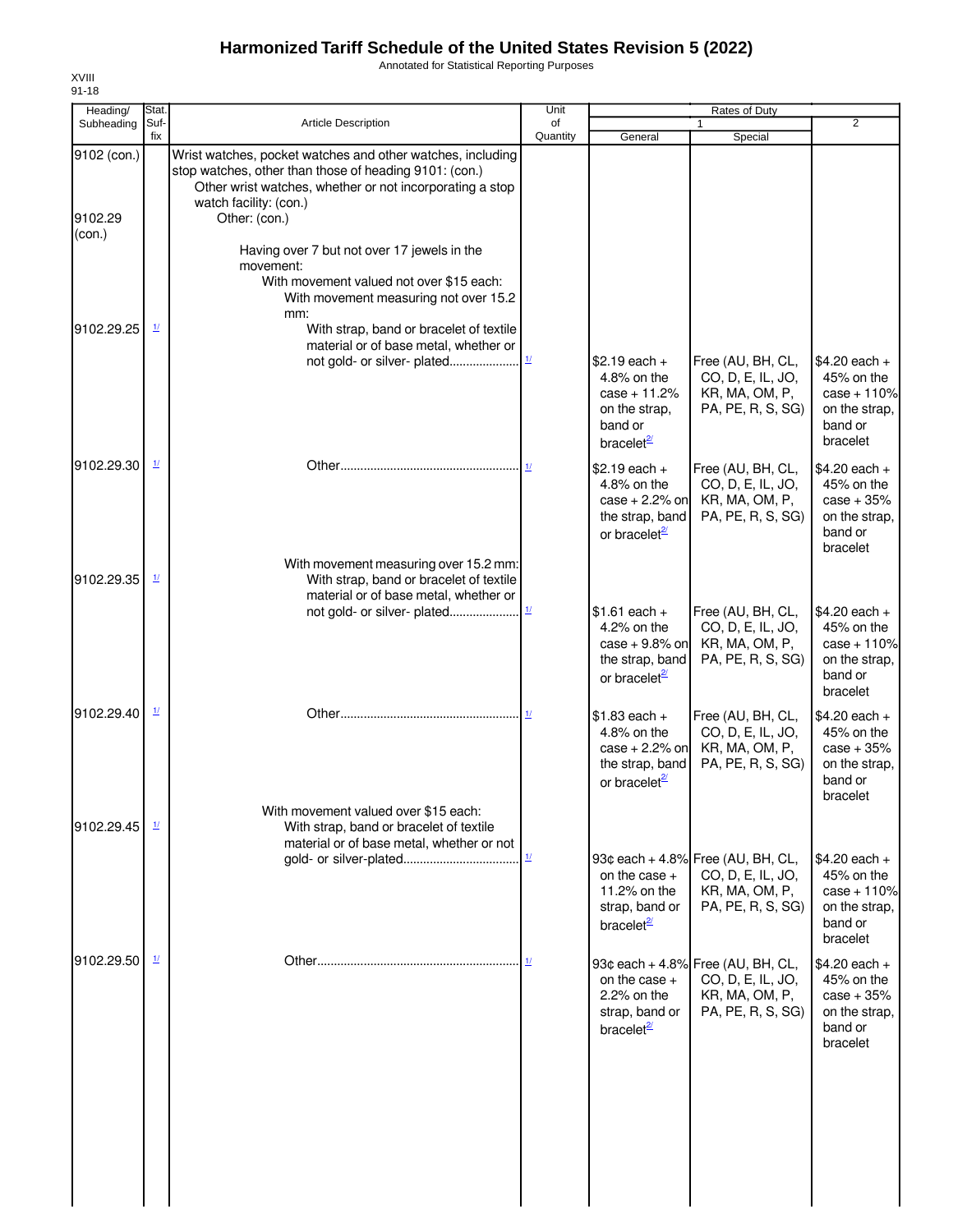# Harmonized Tariff Schedule of the United States Revision 5 (2022)

Annotated for Statistical Reporting Purposes

XVIII
91-18

| Heading/ Subheading | Stat. Suf- fix | Article Description | Unit of Quantity | Rates of Duty 1 General | Special | 2 |
|---|---|---|---|---|---|---|
| 9102 (con.) | | Wrist watches, pocket watches and other watches, including stop watches, other than those of heading 9101: (con.) | | | | |
| | | Other wrist watches, whether or not incorporating a stop watch facility: (con.) | | | | |
| 9102.29 (con.) | | Other: (con.) | | | | |
| | | Having over 7 but not over 17 jewels in the movement: | | | | |
| | | With movement valued not over $15 each: | | | | |
| | | With movement measuring not over 15.2 mm: | | | | |
| 9102.29.25 | 1/ | With strap, band or bracelet of textile material or of base metal, whether or not gold- or silver- plated | 1/ | $2.19 each + 4.8% on the case + 11.2% on the strap, band or bracelet2/ | Free (AU, BH, CL, CO, D, E, IL, JO, KR, MA, OM, P, PA, PE, R, S, SG) | $4.20 each + 45% on the case + 110% on the strap, band or bracelet |
| 9102.29.30 | 1/ | Other | 1/ | $2.19 each + 4.8% on the case + 2.2% on the strap, band or bracelet2/ | Free (AU, BH, CL, CO, D, E, IL, JO, KR, MA, OM, P, PA, PE, R, S, SG) | $4.20 each + 45% on the case + 35% on the strap, band or bracelet |
| | | With movement measuring over 15.2 mm: | | | | |
| 9102.29.35 | 1/ | With strap, band or bracelet of textile material or of base metal, whether or not gold- or silver- plated | 1/ | $1.61 each + 4.2% on the case + 9.8% on the strap, band or bracelet2/ | Free (AU, BH, CL, CO, D, E, IL, JO, KR, MA, OM, P, PA, PE, R, S, SG) | $4.20 each + 45% on the case + 110% on the strap, band or bracelet |
| 9102.29.40 | 1/ | Other | 1/ | $1.83 each + 4.8% on the case + 2.2% on the strap, band or bracelet2/ | Free (AU, BH, CL, CO, D, E, IL, JO, KR, MA, OM, P, PA, PE, R, S, SG) | $4.20 each + 45% on the case + 35% on the strap, band or bracelet |
| | | With movement valued over $15 each: | | | | |
| 9102.29.45 | 1/ | With strap, band or bracelet of textile material or of base metal, whether or not gold- or silver-plated | 1/ | 93¢ each + 4.8% on the case + 11.2% on the strap, band or bracelet2/ | Free (AU, BH, CL, CO, D, E, IL, JO, KR, MA, OM, P, PA, PE, R, S, SG) | $4.20 each + 45% on the case + 110% on the strap, band or bracelet |
| 9102.29.50 | 1/ | Other | 1/ | 93¢ each + 4.8% on the case + 2.2% on the strap, band or bracelet2/ | Free (AU, BH, CL, CO, D, E, IL, JO, KR, MA, OM, P, PA, PE, R, S, SG) | $4.20 each + 45% on the case + 35% on the strap, band or bracelet |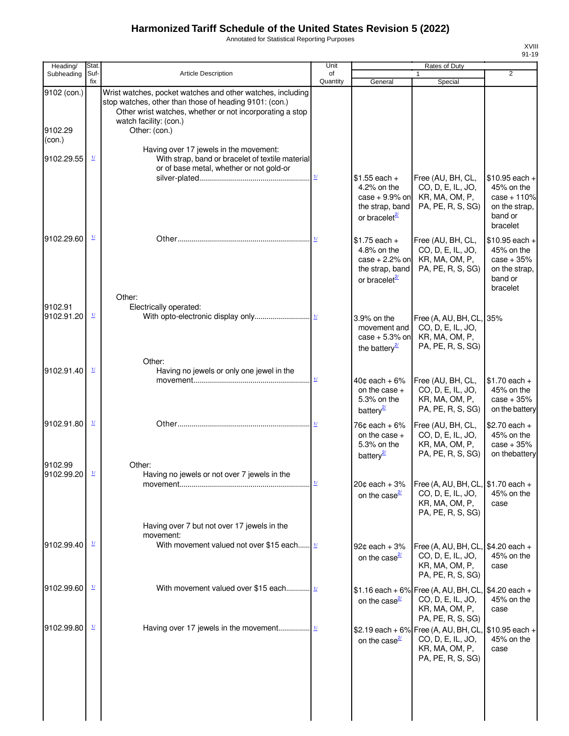# Harmonized Tariff Schedule of the United States Revision 5 (2022)

Annotated for Statistical Reporting Purposes

| Heading/ Subheading | Stat. Suf- fix | Article Description | Unit of Quantity | Rates of Duty 1 General | Rates of Duty 1 Special | Rates of Duty 2 |
|---|---|---|---|---|---|---|
| 9102 (con.) | | Wrist watches, pocket watches and other watches, including stop watches, other than those of heading 9101: (con.) | | | | |
| | | Other wrist watches, whether or not incorporating a stop watch facility: (con.) | | | | |
| 9102.29 (con.) | | Other: (con.) | | | | |
| | | Having over 17 jewels in the movement: | | | | |
| 9102.29.55 | 1/ | With strap, band or bracelet of textile material or of base metal, whether or not gold-or silver-plated | 1/ | $1.55 each + 4.2% on the case + 9.9% on the strap, band or bracelet 2/ | Free (AU, BH, CL, CO, D, E, IL, JO, KR, MA, OM, P, PA, PE, R, S, SG) | $10.95 each + 45% on the case + 110% on the strap, band or bracelet |
| 9102.29.60 | 1/ | Other | 1/ | $1.75 each + 4.8% on the case + 2.2% on the strap, band or bracelet 2/ | Free (AU, BH, CL, CO, D, E, IL, JO, KR, MA, OM, P, PA, PE, R, S, SG) | $10.95 each + 45% on the case + 35% on the strap, band or bracelet |
| | | Other: | | | | |
| 9102.91 | | Electrically operated: | | | | |
| 9102.91.20 | 1/ | With opto-electronic display only | 1/ | 3.9% on the movement and case + 5.3% on the battery 2/ | Free (A, AU, BH, CL, CO, D, E, IL, JO, KR, MA, OM, P, PA, PE, R, S, SG) | 35% |
| | | Other: | | | | |
| 9102.91.40 | 1/ | Having no jewels or only one jewel in the movement | 1/ | 40¢ each + 6% on the case + 5.3% on the battery 2/ | Free (AU, BH, CL, CO, D, E, IL, JO, KR, MA, OM, P, PA, PE, R, S, SG) | $1.70 each + 45% on the case + 35% on the battery |
| 9102.91.80 | 1/ | Other | 1/ | 76¢ each + 6% on the case + 5.3% on the battery 2/ | Free (AU, BH, CL, CO, D, E, IL, JO, KR, MA, OM, P, PA, PE, R, S, SG) | $2.70 each + 45% on the case + 35% on thebattery |
| 9102.99 | | Other: | | | | |
| 9102.99.20 | 1/ | Having no jewels or not over 7 jewels in the movement | 1/ | 20¢ each + 3% on the case 2/ | Free (A, AU, BH, CL, CO, D, E, IL, JO, KR, MA, OM, P, PA, PE, R, S, SG) | $1.70 each + 45% on the case |
| | | Having over 7 but not over 17 jewels in the movement: | | | | |
| 9102.99.40 | 1/ | With movement valued not over $15 each | 1/ | 92¢ each + 3% on the case 2/ | Free (A, AU, BH, CL, CO, D, E, IL, JO, KR, MA, OM, P, PA, PE, R, S, SG) | $4.20 each + 45% on the case |
| 9102.99.60 | 1/ | With movement valued over $15 each | 1/ | $1.16 each + 6% on the case 2/ | Free (A, AU, BH, CL, CO, D, E, IL, JO, KR, MA, OM, P, PA, PE, R, S, SG) | $4.20 each + 45% on the case |
| 9102.99.80 | 1/ | Having over 17 jewels in the movement | 1/ | $2.19 each + 6% on the case 2/ | Free (A, AU, BH, CL, CO, D, E, IL, JO, KR, MA, OM, P, PA, PE, R, S, SG) | $10.95 each + 45% on the case |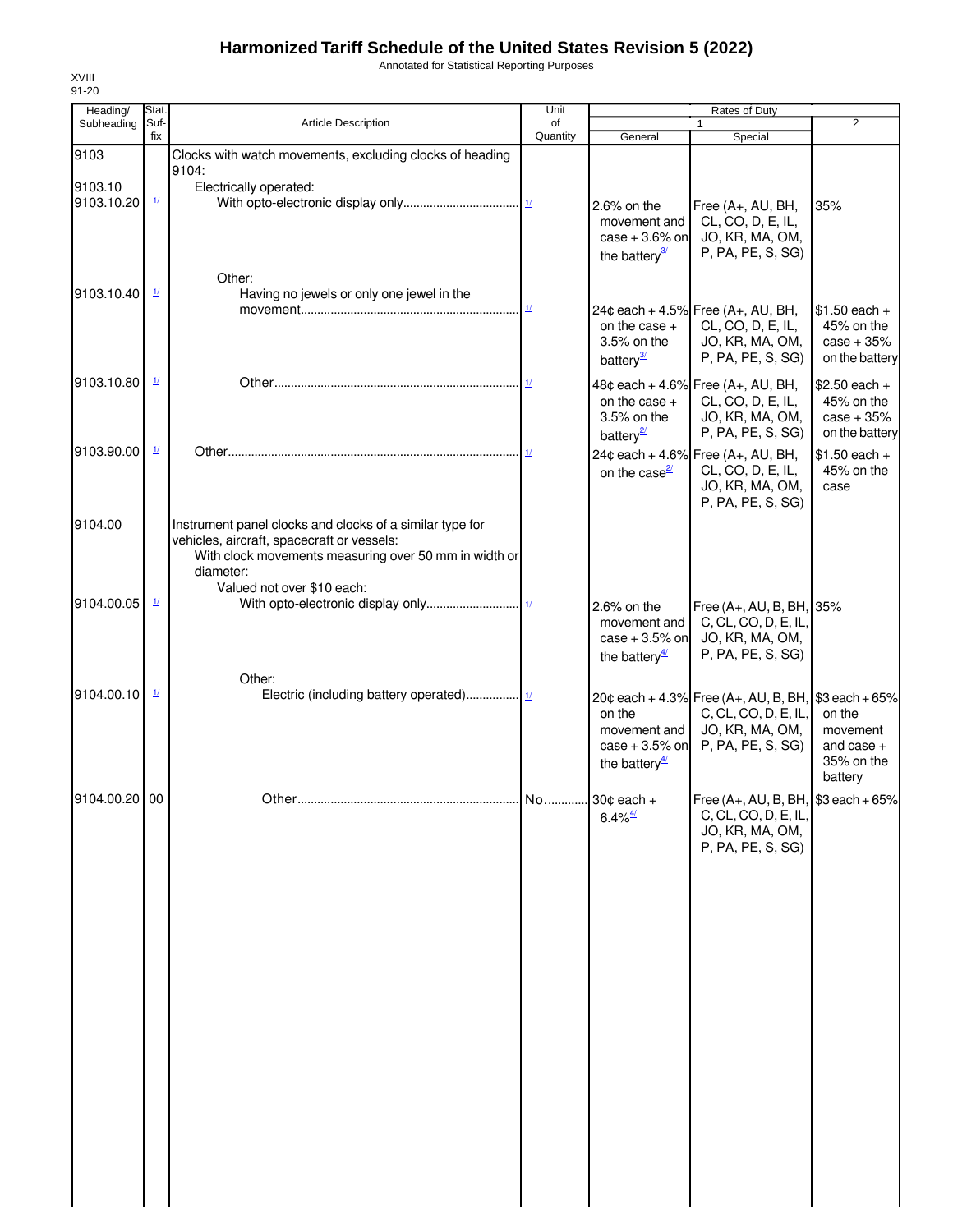# Harmonized Tariff Schedule of the United States Revision 5 (2022)

Annotated for Statistical Reporting Purposes

XVIII
91-20

| Heading/ Subheading | Stat. Suf-fix | Article Description | Unit of Quantity | Rates of Duty 1 General | Rates of Duty 1 Special | Rates of Duty 2 |
|---|---|---|---|---|---|---|
| 9103 | | Clocks with watch movements, excluding clocks of heading 9104: | | | | |
| 9103.10 | | Electrically operated: | | | | |
| 9103.10.20 | 1/ | With opto-electronic display only | 1/ | 2.6% on the movement and case + 3.6% on the battery3/ | Free (A+, AU, BH, CL, CO, D, E, IL, JO, KR, MA, OM, P, PA, PE, S, SG) | 35% |
| | | Other: | | | | |
| 9103.10.40 | 1/ | Having no jewels or only one jewel in the movement | 1/ | 24¢ each + 4.5% on the case + 3.5% on the battery3/ | Free (A+, AU, BH, CL, CO, D, E, IL, JO, KR, MA, OM, P, PA, PE, S, SG) | $1.50 each + 45% on the case + 35% on the battery |
| 9103.10.80 | 1/ | Other | 1/ | 48¢ each + 4.6% on the case + 3.5% on the battery2/ | Free (A+, AU, BH, CL, CO, D, E, IL, JO, KR, MA, OM, P, PA, PE, S, SG) | $2.50 each + 45% on the case + 35% on the battery |
| 9103.90.00 | 1/ | Other | 1/ | 24¢ each + 4.6% on the case2/ | Free (A+, AU, BH, CL, CO, D, E, IL, JO, KR, MA, OM, P, PA, PE, S, SG) | $1.50 each + 45% on the case |
| 9104.00 | | Instrument panel clocks and clocks of a similar type for vehicles, aircraft, spacecraft or vessels: | | | | |
| | | With clock movements measuring over 50 mm in width or diameter: | | | | |
| | | Valued not over $10 each: | | | | |
| 9104.00.05 | 1/ | With opto-electronic display only | 1/ | 2.6% on the movement and case + 3.5% on the battery4/ | Free (A+, AU, B, BH, C, CL, CO, D, E, IL, JO, KR, MA, OM, P, PA, PE, S, SG) | 35% |
| | | Other: | | | | |
| 9104.00.10 | 1/ | Electric (including battery operated) | 1/ | 20¢ each + 4.3% on the movement and case + 3.5% on the battery4/ | Free (A+, AU, B, BH, C, CL, CO, D, E, IL, JO, KR, MA, OM, P, PA, PE, S, SG) | $3 each + 65% on the movement and case + 35% on the battery |
| 9104.00.20 | 00 | Other | No. | 30¢ each + 6.4%4/ | Free (A+, AU, B, BH, C, CL, CO, D, E, IL, JO, KR, MA, OM, P, PA, PE, S, SG) | $3 each + 65% |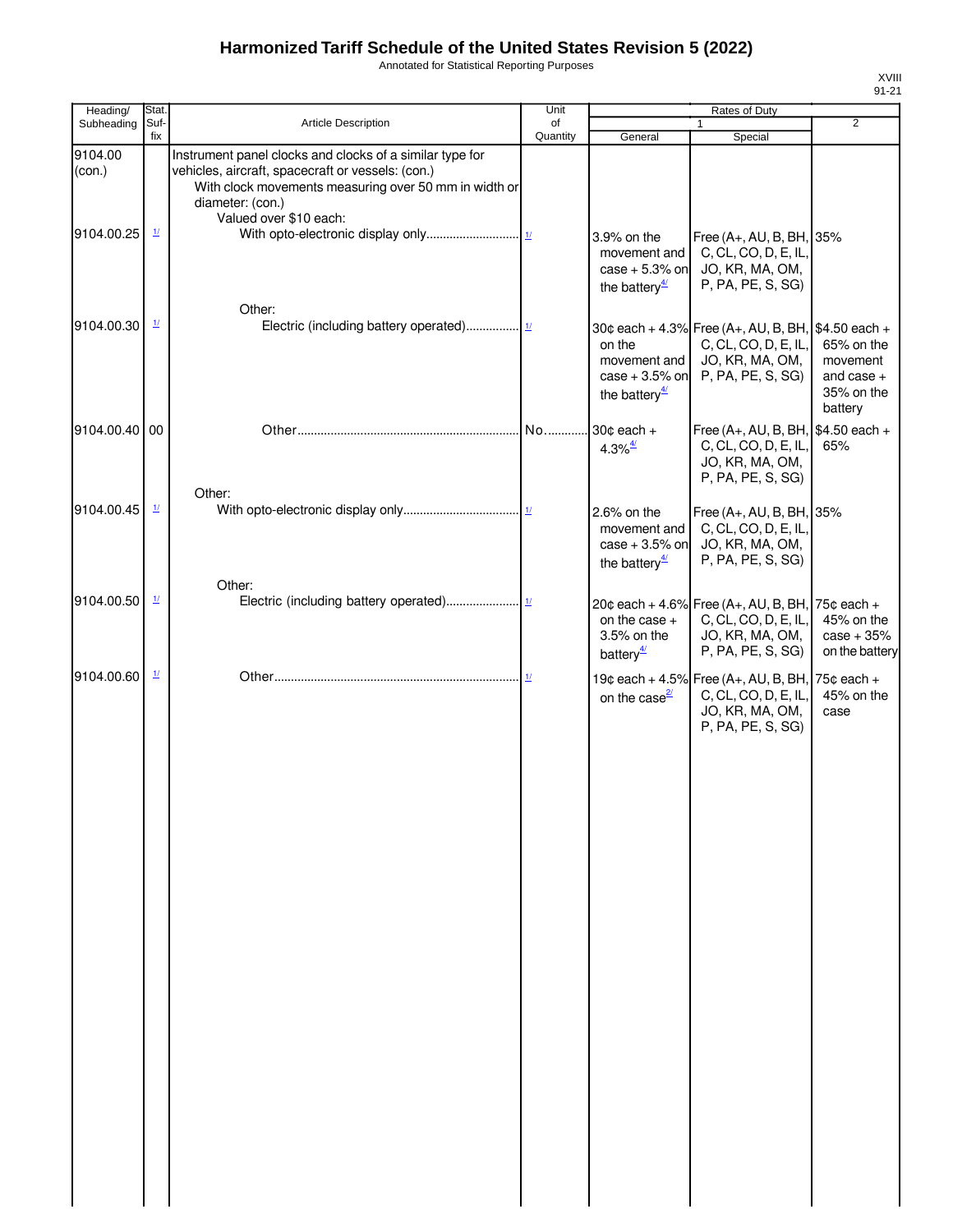# Harmonized Tariff Schedule of the United States Revision 5 (2022)

Annotated for Statistical Reporting Purposes

| Heading/ Subheading | Stat. Suf- fix | Article Description | Unit of Quantity | Rates of Duty 1 General | Rates of Duty 1 Special | Rates of Duty 2 |
|---|---|---|---|---|---|---|
| 9104.00 (con.) | | Instrument panel clocks and clocks of a similar type for vehicles, aircraft, spacecraft or vessels: (con.) | | | | |
| | | With clock movements measuring over 50 mm in width or diameter: (con.) | | | | |
| | | Valued over $10 each: | | | | |
| 9104.00.25 | 1/ | With opto-electronic display only | 1/ | 3.9% on the movement and case + 5.3% on the battery 4/ | Free (A+, AU, B, BH, C, CL, CO, D, E, IL, JO, KR, MA, OM, P, PA, PE, S, SG) | 35% |
| | | Other: | | | | |
| 9104.00.30 | 1/ | Electric (including battery operated) | 1/ | 30¢ each + 4.3% on the movement and case + 3.5% on the battery 4/ | Free (A+, AU, B, BH, C, CL, CO, D, E, IL, JO, KR, MA, OM, P, PA, PE, S, SG) | $4.50 each + 65% on the movement and case + 35% on the battery |
| 9104.00.40 | 00 | Other | No. | 30¢ each + 4.3% 4/ | Free (A+, AU, B, BH, C, CL, CO, D, E, IL, JO, KR, MA, OM, P, PA, PE, S, SG) | $4.50 each + 65% |
| | | Other: | | | | |
| 9104.00.45 | 1/ | With opto-electronic display only | 1/ | 2.6% on the movement and case + 3.5% on the battery 4/ | Free (A+, AU, B, BH, C, CL, CO, D, E, IL, JO, KR, MA, OM, P, PA, PE, S, SG) | 35% |
| | | Other: | | | | |
| 9104.00.50 | 1/ | Electric (including battery operated) | 1/ | 20¢ each + 4.6% on the case + 3.5% on the battery 4/ | Free (A+, AU, B, BH, C, CL, CO, D, E, IL, JO, KR, MA, OM, P, PA, PE, S, SG) | 75¢ each + 45% on the case + 35% on the battery |
| 9104.00.60 | 1/ | Other | 1/ | 19¢ each + 4.5% on the case 2/ | Free (A+, AU, B, BH, C, CL, CO, D, E, IL, JO, KR, MA, OM, P, PA, PE, S, SG) | 75¢ each + 45% on the case |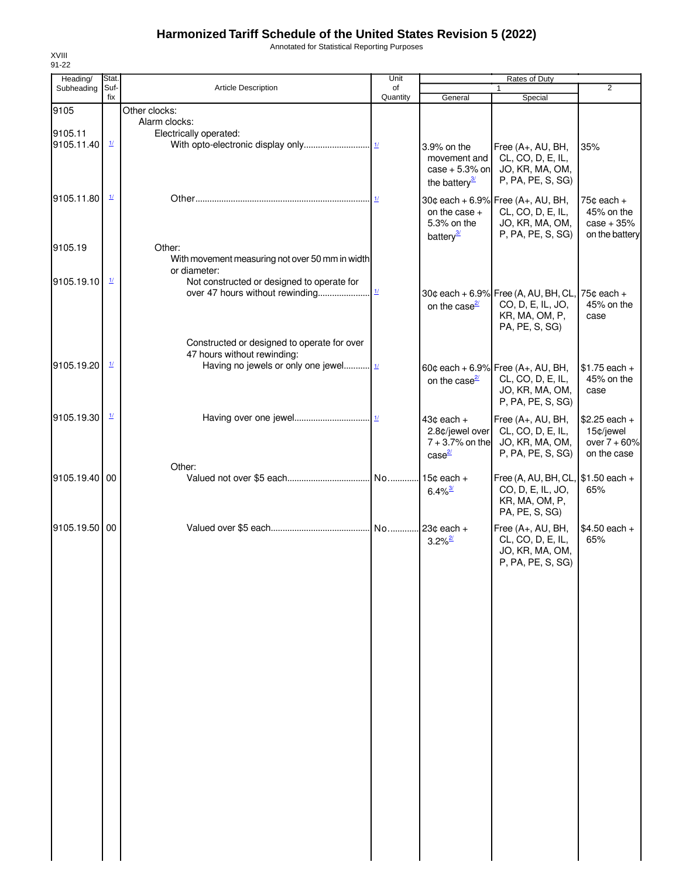# Harmonized Tariff Schedule of the United States Revision 5 (2022)

Annotated for Statistical Reporting Purposes

XVIII
91-22

| Heading/ Subheading | Stat. Suf-fix | Article Description | Unit of Quantity | Rates of Duty 1 General | Rates of Duty 1 Special | Rates of Duty 2 |
|---|---|---|---|---|---|---|
| 9105 | | Other clocks: | | | | |
| | | Alarm clocks: | | | | |
| 9105.11 | | Electrically operated: | | | | |
| 9105.11.40 | 1/ | With opto-electronic display only | 1/ | 3.9% on the movement and case + 5.3% on the battery 3/ | Free (A+, AU, BH, CL, CO, D, E, IL, JO, KR, MA, OM, P, PA, PE, S, SG) | 35% |
| 9105.11.80 | 1/ | Other | 1/ | 30¢ each + 6.9% on the case + 5.3% on the battery 3/ | Free (A+, AU, BH, CL, CO, D, E, IL, JO, KR, MA, OM, P, PA, PE, S, SG) | 75¢ each + 45% on the case + 35% on the battery |
| 9105.19 | | Other: | | | | |
| | | With movement measuring not over 50 mm in width or diameter: | | | | |
| 9105.19.10 | 1/ | Not constructed or designed to operate for over 47 hours without rewinding | 1/ | 30¢ each + 6.9% on the case 2/ | Free (A, AU, BH, CL, CO, D, E, IL, JO, KR, MA, OM, P, PA, PE, S, SG) | 75¢ each + 45% on the case |
| | | Constructed or designed to operate for over 47 hours without rewinding: | | | | |
| 9105.19.20 | 1/ | Having no jewels or only one jewel | 1/ | 60¢ each + 6.9% on the case 2/ | Free (A+, AU, BH, CL, CO, D, E, IL, JO, KR, MA, OM, P, PA, PE, S, SG) | $1.75 each + 45% on the case |
| 9105.19.30 | 1/ | Having over one jewel | 1/ | 43¢ each + 2.8¢/jewel over 7 + 3.7% on the case 2/ | Free (A+, AU, BH, CL, CO, D, E, IL, JO, KR, MA, OM, P, PA, PE, S, SG) | $2.25 each + 15¢/jewel over 7 + 60% on the case |
| | | Other: | | | | |
| 9105.19.40 | 00 | Valued not over $5 each | No. | 15¢ each + 6.4% 3/ | Free (A, AU, BH, CL, CO, D, E, IL, JO, KR, MA, OM, P, PA, PE, S, SG) | $1.50 each + 65% |
| 9105.19.50 | 00 | Valued over $5 each | No. | 23¢ each + 3.2% 2/ | Free (A+, AU, BH, CL, CO, D, E, IL, JO, KR, MA, OM, P, PA, PE, S, SG) | $4.50 each + 65% |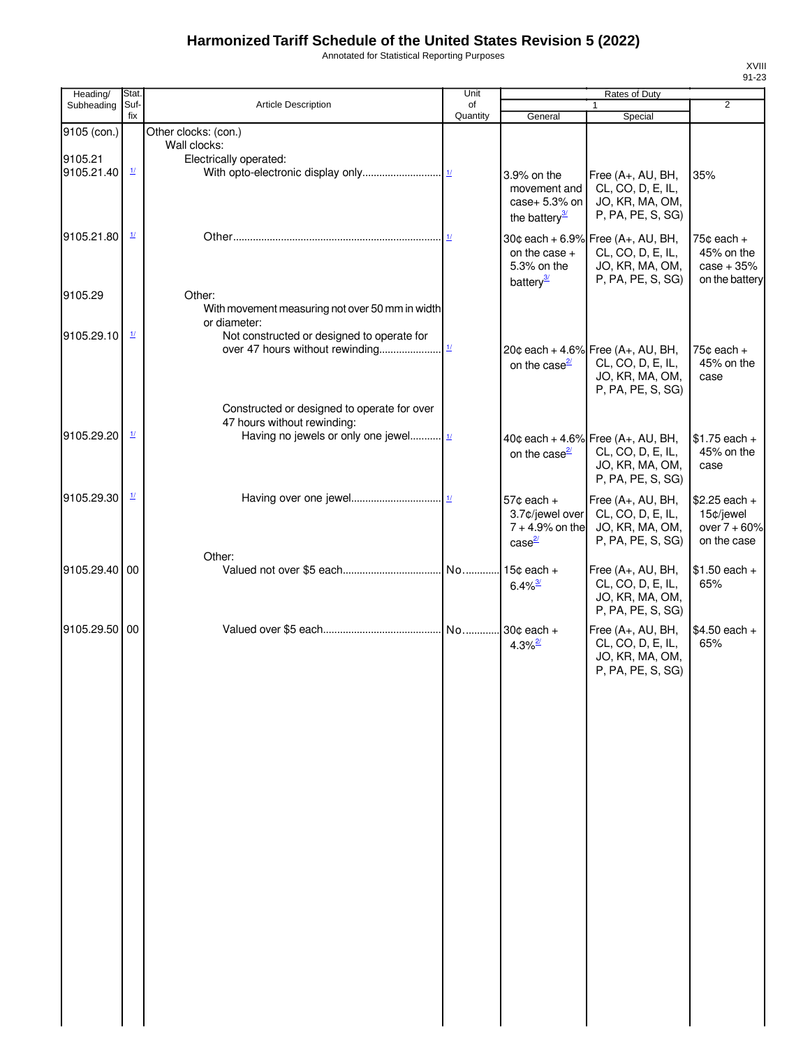# Harmonized Tariff Schedule of the United States Revision 5 (2022)

Annotated for Statistical Reporting Purposes

XVIII
91-23

| Heading/ Subheading | Stat. Suf- fix | Article Description | Unit of Quantity | Rates of Duty 1 General | Rates of Duty 1 Special | Rates of Duty 2 |
|---|---|---|---|---|---|---|
| 9105 (con.) | | Other clocks: (con.) | | | | |
| | | Wall clocks: | | | | |
| 9105.21 | | Electrically operated: | | | | |
| 9105.21.40 | 1/ | With opto-electronic display only | 1/ | 3.9% on the movement and case+ 5.3% on the battery3/ | Free (A+, AU, BH, CL, CO, D, E, IL, JO, KR, MA, OM, P, PA, PE, S, SG) | 35% |
| 9105.21.80 | 1/ | Other | 1/ | 30¢ each + 6.9% on the case + 5.3% on the battery3/ | Free (A+, AU, BH, CL, CO, D, E, IL, JO, KR, MA, OM, P, PA, PE, S, SG) | 75¢ each + 45% on the case + 35% on the battery |
| 9105.29 | | Other: | | | | |
| | | With movement measuring not over 50 mm in width or diameter: | | | | |
| 9105.29.10 | 1/ | Not constructed or designed to operate for over 47 hours without rewinding | 1/ | 20¢ each + 4.6% on the case2/ | Free (A+, AU, BH, CL, CO, D, E, IL, JO, KR, MA, OM, P, PA, PE, S, SG) | 75¢ each + 45% on the case |
| | | Constructed or designed to operate for over 47 hours without rewinding: | | | | |
| 9105.29.20 | 1/ | Having no jewels or only one jewel | 1/ | 40¢ each + 4.6% on the case2/ | Free (A+, AU, BH, CL, CO, D, E, IL, JO, KR, MA, OM, P, PA, PE, S, SG) | $1.75 each + 45% on the case |
| 9105.29.30 | 1/ | Having over one jewel | 1/ | 57¢ each + 3.7¢/jewel over 7 + 4.9% on the case2/ | Free (A+, AU, BH, CL, CO, D, E, IL, JO, KR, MA, OM, P, PA, PE, S, SG) | $2.25 each + 15¢/jewel over 7 + 60% on the case |
| | | Other: | | | | |
| 9105.29.40 | 00 | Valued not over $5 each | No. | 15¢ each + 6.4%3/ | Free (A+, AU, BH, CL, CO, D, E, IL, JO, KR, MA, OM, P, PA, PE, S, SG) | $1.50 each + 65% |
| 9105.29.50 | 00 | Valued over $5 each | No. | 30¢ each + 4.3%2/ | Free (A+, AU, BH, CL, CO, D, E, IL, JO, KR, MA, OM, P, PA, PE, S, SG) | $4.50 each + 65% |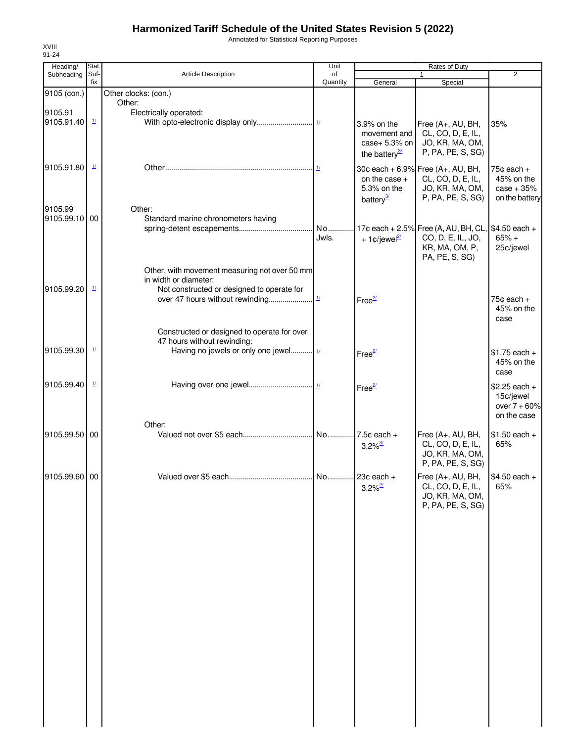# Harmonized Tariff Schedule of the United States Revision 5 (2022)

Annotated for Statistical Reporting Purposes

XVIII
91-24

| Heading/ Subheading | Stat. Suf- fix | Article Description | Unit of Quantity | Rates of Duty 1 General | Special | 2 |
|---|---|---|---|---|---|---|
| 9105 (con.) | | Other clocks: (con.) | | | | |
| | | Other: | | | | |
| 9105.91 | | Electrically operated: | | | | |
| 9105.91.40 | 1/ | With opto-electronic display only | 1/ | 3.9% on the movement and case+ 5.3% on the battery[3/] | Free (A+, AU, BH, CL, CO, D, E, IL, JO, KR, MA, OM, P, PA, PE, S, SG) | 35% |
| 9105.91.80 | 1/ | Other | 1/ | 30¢ each + 6.9% on the case + 5.3% on the battery[3/] | Free (A+, AU, BH, CL, CO, D, E, IL, JO, KR, MA, OM, P, PA, PE, S, SG) | 75¢ each + 45% on the case + 35% on the battery |
| 9105.99 | | Other: | | | | |
| 9105.99.10 | 00 | Standard marine chronometers having spring-detent escapements | No. Jwls. | 17¢ each + 2.5% + 1¢/jewel[2/] | Free (A, AU, BH, CL, CO, D, E, IL, JO, KR, MA, OM, P, PA, PE, S, SG) | $4.50 each + 65% + 25¢/jewel |
| | | Other, with movement measuring not over 50 mm in width or diameter: | | | | |
| 9105.99.20 | 1/ | Not constructed or designed to operate for over 47 hours without rewinding | 1/ | Free[2/] | | 75¢ each + 45% on the case |
| | | Constructed or designed to operate for over 47 hours without rewinding: | | | | |
| 9105.99.30 | 1/ | Having no jewels or only one jewel | 1/ | Free[2/] | | $1.75 each + 45% on the case |
| 9105.99.40 | 1/ | Having over one jewel | 1/ | Free[2/] | | $2.25 each + 15¢/jewel over 7 + 60% on the case |
| | | Other: | | | | |
| 9105.99.50 | 00 | Valued not over $5 each | No. | 7.5¢ each + 3.2%[3/] | Free (A+, AU, BH, CL, CO, D, E, IL, JO, KR, MA, OM, P, PA, PE, S, SG) | $1.50 each + 65% |
| 9105.99.60 | 00 | Valued over $5 each | No. | 23¢ each + 3.2%[2/] | Free (A+, AU, BH, CL, CO, D, E, IL, JO, KR, MA, OM, P, PA, PE, S, SG) | $4.50 each + 65% |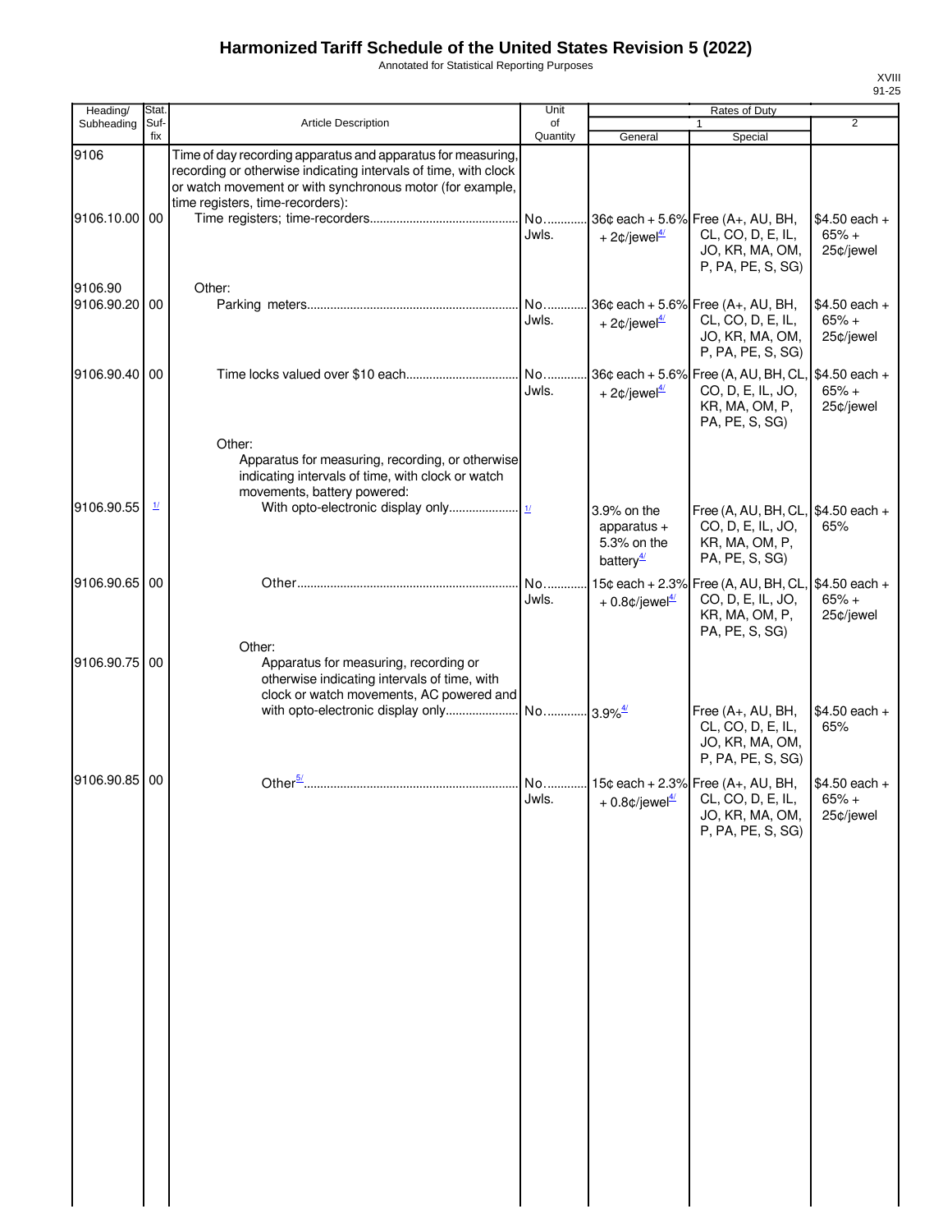# Harmonized Tariff Schedule of the United States Revision 5 (2022)

Annotated for Statistical Reporting Purposes

| Heading/ Subheading | Stat. Suf- fix | Article Description | Unit of Quantity | Rates of Duty 1 General | Special | 2 |
|---|---|---|---|---|---|---|
| 9106 | | Time of day recording apparatus and apparatus for measuring, recording or otherwise indicating intervals of time, with clock or watch movement or with synchronous motor (for example, time registers, time-recorders): | | | | |
| 9106.10.00 | 00 | Time registers; time-recorders | No. Jwls. | 36¢ each + 5.6% + 2¢/jewel[4/] | Free (A+, AU, BH, CL, CO, D, E, IL, JO, KR, MA, OM, P, PA, PE, S, SG) | $4.50 each + 65% + 25¢/jewel |
| 9106.90 | | Other: | | | | |
| 9106.90.20 | 00 | Parking meters | No. Jwls. | 36¢ each + 5.6% + 2¢/jewel[4/] | Free (A+, AU, BH, CL, CO, D, E, IL, JO, KR, MA, OM, P, PA, PE, S, SG) | $4.50 each + 65% + 25¢/jewel |
| 9106.90.40 | 00 | Time locks valued over $10 each | No. Jwls. | 36¢ each + 5.6% + 2¢/jewel[4/] | Free (A, AU, BH, CL, CO, D, E, IL, JO, KR, MA, OM, P, PA, PE, S, SG) | $4.50 each + 65% + 25¢/jewel |
| | | Other: | | | | |
| | | Apparatus for measuring, recording, or otherwise indicating intervals of time, with clock or watch movements, battery powered: | | | | |
| 9106.90.55 | [1/] | With opto-electronic display only | [1/] | 3.9% on the apparatus + 5.3% on the battery[4/] | Free (A, AU, BH, CL, CO, D, E, IL, JO, KR, MA, OM, P, PA, PE, S, SG) | $4.50 each + 65% |
| 9106.90.65 | 00 | Other | No. Jwls. | 15¢ each + 2.3% + 0.8¢/jewel[4/] | Free (A, AU, BH, CL, CO, D, E, IL, JO, KR, MA, OM, P, PA, PE, S, SG) | $4.50 each + 65% + 25¢/jewel |
| | | Other: | | | | |
| 9106.90.75 | 00 | Apparatus for measuring, recording or otherwise indicating intervals of time, with clock or watch movements, AC powered and with opto-electronic display only | No. | 3.9%[4/] | Free (A+, AU, BH, CL, CO, D, E, IL, JO, KR, MA, OM, P, PA, PE, S, SG) | $4.50 each + 65% |
| 9106.90.85 | 00 | Other[5/] | No. Jwls. | 15¢ each + 2.3% + 0.8¢/jewel[4/] | Free (A+, AU, BH, CL, CO, D, E, IL, JO, KR, MA, OM, P, PA, PE, S, SG) | $4.50 each + 65% + 25¢/jewel |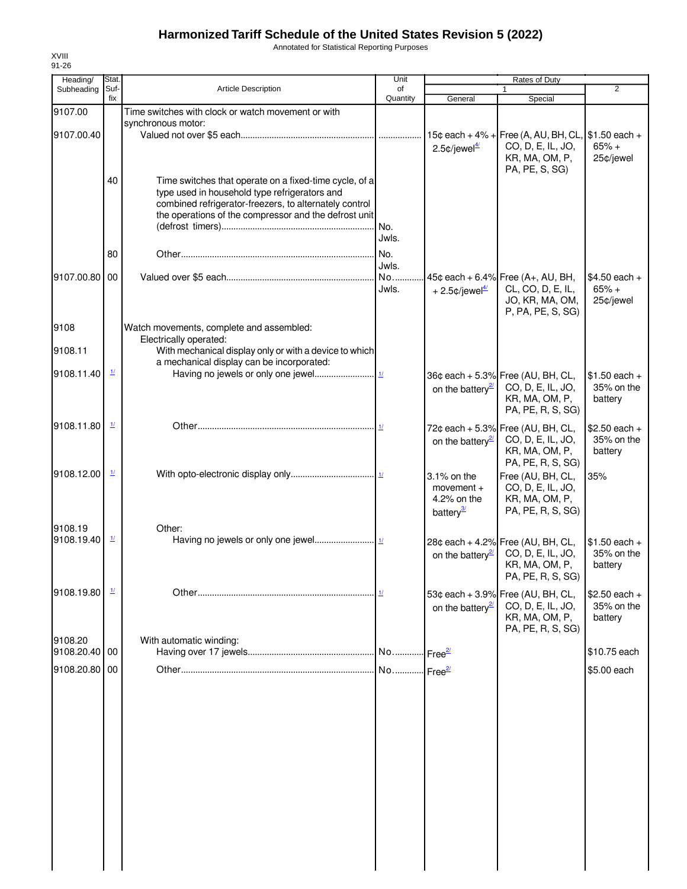# Harmonized Tariff Schedule of the United States Revision 5 (2022)

Annotated for Statistical Reporting Purposes

XVIII
91-26

| Heading/ Subheading | Stat. Suf- fix | Article Description | Unit of Quantity | Rates of Duty 1 General | Special | 2 |
|---|---|---|---|---|---|---|
| 9107.00 | | Time switches with clock or watch movement or with synchronous motor: | | | | |
| 9107.00.40 | | Valued not over $5 each | | 15¢ each + 4% + 2.5¢/jewel[4/] | Free (A, AU, BH, CL, CO, D, E, IL, JO, KR, MA, OM, P, PA, PE, S, SG) | $1.50 each + 65% + 25¢/jewel |
| | 40 | Time switches that operate on a fixed-time cycle, of a type used in household type refrigerators and combined refrigerator-freezers, to alternately control the operations of the compressor and the defrost unit (defrost timers) | No. Jwls. | | | |
| | 80 | Other | No. Jwls. | | | |
| 9107.00.80 | 00 | Valued over $5 each | No. Jwls. | 45¢ each + 6.4% + 2.5¢/jewel[4/] | Free (A+, AU, BH, CL, CO, D, E, IL, JO, KR, MA, OM, P, PA, PE, S, SG) | $4.50 each + 65% + 25¢/jewel |
| 9108 | | Watch movements, complete and assembled: | | | | |
| | | Electrically operated: | | | | |
| 9108.11 | | With mechanical display only or with a device to which a mechanical display can be incorporated: | | | | |
| 9108.11.40 | [1/] | Having no jewels or only one jewel | [1/] | 36¢ each + 5.3% on the battery[2/] | Free (AU, BH, CL, CO, D, E, IL, JO, KR, MA, OM, P, PA, PE, R, S, SG) | $1.50 each + 35% on the battery |
| 9108.11.80 | [1/] | Other | [1/] | 72¢ each + 5.3% on the battery[2/] | Free (AU, BH, CL, CO, D, E, IL, JO, KR, MA, OM, P, PA, PE, R, S, SG) | $2.50 each + 35% on the battery |
| 9108.12.00 | [1/] | With opto-electronic display only | [1/] | 3.1% on the movement + 4.2% on the battery[3/] | Free (AU, BH, CL, CO, D, E, IL, JO, KR, MA, OM, P, PA, PE, R, S, SG) | 35% |
| 9108.19 | | Other: | | | | |
| 9108.19.40 | [1/] | Having no jewels or only one jewel | [1/] | 28¢ each + 4.2% on the battery[2/] | Free (AU, BH, CL, CO, D, E, IL, JO, KR, MA, OM, P, PA, PE, R, S, SG) | $1.50 each + 35% on the battery |
| 9108.19.80 | [1/] | Other | [1/] | 53¢ each + 3.9% on the battery[2/] | Free (AU, BH, CL, CO, D, E, IL, JO, KR, MA, OM, P, PA, PE, R, S, SG) | $2.50 each + 35% on the battery |
| 9108.20 | | With automatic winding: | | | | |
| 9108.20.40 | 00 | Having over 17 jewels | No. | Free[2/] | | $10.75 each |
| 9108.20.80 | 00 | Other | No. | Free[2/] | | $5.00 each |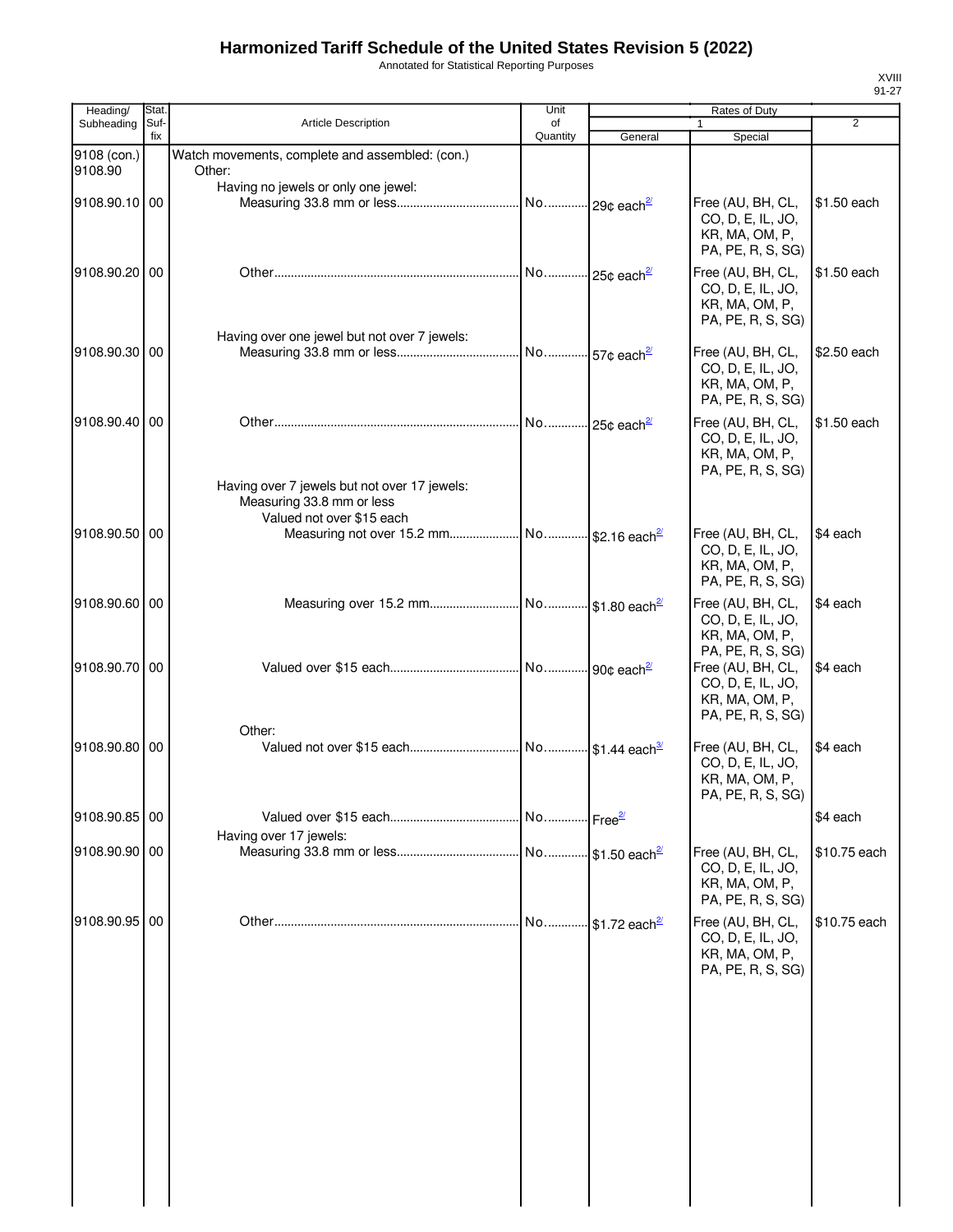# Harmonized Tariff Schedule of the United States Revision 5 (2022)

Annotated for Statistical Reporting Purposes

XVIII
91-27

| Heading/ Subheading | Stat. Suf- fix | Article Description | Unit of Quantity | Rates of Duty 1 General | Special | 2 |
|---|---|---|---|---|---|---|
| 9108 (con.) | | Watch movements, complete and assembled: (con.) | | | | |
| 9108.90 | | Other: | | | | |
| | | Having no jewels or only one jewel: | | | | |
| 9108.90.10 | 00 | Measuring 33.8 mm or less | No. | 29¢ each[2/] | Free (AU, BH, CL, CO, D, E, IL, JO, KR, MA, OM, P, PA, PE, R, S, SG) | $1.50 each |
| 9108.90.20 | 00 | Other | No. | 25¢ each[2/] | Free (AU, BH, CL, CO, D, E, IL, JO, KR, MA, OM, P, PA, PE, R, S, SG) | $1.50 each |
| | | Having over one jewel but not over 7 jewels: | | | | |
| 9108.90.30 | 00 | Measuring 33.8 mm or less | No. | 57¢ each[2/] | Free (AU, BH, CL, CO, D, E, IL, JO, KR, MA, OM, P, PA, PE, R, S, SG) | $2.50 each |
| 9108.90.40 | 00 | Other | No. | 25¢ each[2/] | Free (AU, BH, CL, CO, D, E, IL, JO, KR, MA, OM, P, PA, PE, R, S, SG) | $1.50 each |
| | | Having over 7 jewels but not over 17 jewels: | | | | |
| | | Measuring 33.8 mm or less | | | | |
| | | Valued not over $15 each | | | | |
| 9108.90.50 | 00 | Measuring not over 15.2 mm | No. | $2.16 each[2/] | Free (AU, BH, CL, CO, D, E, IL, JO, KR, MA, OM, P, PA, PE, R, S, SG) | $4 each |
| 9108.90.60 | 00 | Measuring over 15.2 mm | No. | $1.80 each[2/] | Free (AU, BH, CL, CO, D, E, IL, JO, KR, MA, OM, P, PA, PE, R, S, SG) | $4 each |
| 9108.90.70 | 00 | Valued over $15 each | No. | 90¢ each[2/] | Free (AU, BH, CL, CO, D, E, IL, JO, KR, MA, OM, P, PA, PE, R, S, SG) | $4 each |
| | | Other: | | | | |
| 9108.90.80 | 00 | Valued not over $15 each | No. | $1.44 each[3/] | Free (AU, BH, CL, CO, D, E, IL, JO, KR, MA, OM, P, PA, PE, R, S, SG) | $4 each |
| 9108.90.85 | 00 | Valued over $15 each | No. | Free[2/] | | $4 each |
| | | Having over 17 jewels: | | | | |
| 9108.90.90 | 00 | Measuring 33.8 mm or less | No. | $1.50 each[2/] | Free (AU, BH, CL, CO, D, E, IL, JO, KR, MA, OM, P, PA, PE, R, S, SG) | $10.75 each |
| 9108.90.95 | 00 | Other | No. | $1.72 each[2/] | Free (AU, BH, CL, CO, D, E, IL, JO, KR, MA, OM, P, PA, PE, R, S, SG) | $10.75 each |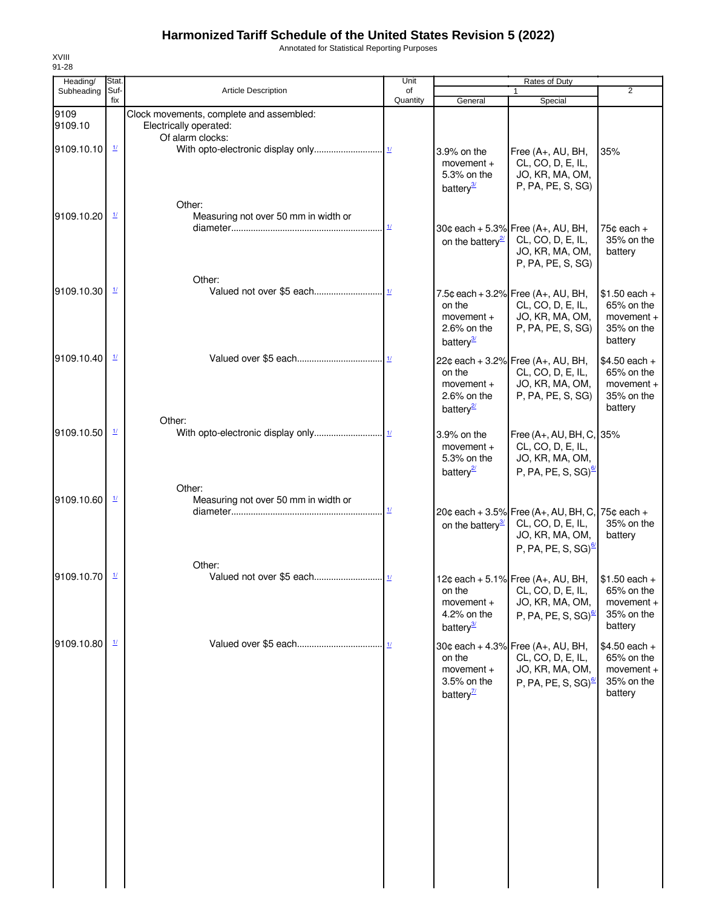# Harmonized Tariff Schedule of the United States Revision 5 (2022)

Annotated for Statistical Reporting Purposes

XVIII
91-28

| Heading/ Subheading | Stat. Suf- fix | Article Description | Unit of Quantity | Rates of Duty 1 General | Special | 2 |
|---|---|---|---|---|---|---|
| 9109 | | Clock movements, complete and assembled: | | | | |
| 9109.10 | | Electrically operated: | | | | |
| | | Of alarm clocks: | | | | |
| 9109.10.10 | 1/ | With opto-electronic display only | 1/ | 3.9% on the movement + 5.3% on the battery3/ | Free (A+, AU, BH, CL, CO, D, E, IL, JO, KR, MA, OM, P, PA, PE, S, SG) | 35% |
| | | Other: | | | | |
| 9109.10.20 | 1/ | Measuring not over 50 mm in width or diameter | 1/ | 30¢ each + 5.3% on the battery2/ | Free (A+, AU, BH, CL, CO, D, E, IL, JO, KR, MA, OM, P, PA, PE, S, SG) | 75¢ each + 35% on the battery |
| | | Other: | | | | |
| 9109.10.30 | 1/ | Valued not over $5 each | 1/ | 7.5¢ each + 3.2% on the movement + 2.6% on the battery3/ | Free (A+, AU, BH, CL, CO, D, E, IL, JO, KR, MA, OM, P, PA, PE, S, SG) | $1.50 each + 65% on the movement + 35% on the battery |
| 9109.10.40 | 1/ | Valued over $5 each | 1/ | 22¢ each + 3.2% on the movement + 2.6% on the battery2/ | Free (A+, AU, BH, CL, CO, D, E, IL, JO, KR, MA, OM, P, PA, PE, S, SG) | $4.50 each + 65% on the movement + 35% on the battery |
| | | Other: | | | | |
| 9109.10.50 | 1/ | With opto-electronic display only | 1/ | 3.9% on the movement + 5.3% on the battery2/ | Free (A+, AU, BH, C, CL, CO, D, E, IL, JO, KR, MA, OM, P, PA, PE, S, SG)6/ | 35% |
| | | Other: | | | | |
| 9109.10.60 | 1/ | Measuring not over 50 mm in width or diameter | 1/ | 20¢ each + 3.5% on the battery3/ | Free (A+, AU, BH, C, CL, CO, D, E, IL, JO, KR, MA, OM, P, PA, PE, S, SG)6/ | 75¢ each + 35% on the battery |
| | | Other: | | | | |
| 9109.10.70 | 1/ | Valued not over $5 each | 1/ | 12¢ each + 5.1% on the movement + 4.2% on the battery3/ | Free (A+, AU, BH, CL, CO, D, E, IL, JO, KR, MA, OM, P, PA, PE, S, SG)6/ | $1.50 each + 65% on the movement + 35% on the battery |
| 9109.10.80 | 1/ | Valued over $5 each | 1/ | 30¢ each + 4.3% on the movement + 3.5% on the battery7/ | Free (A+, AU, BH, CL, CO, D, E, IL, JO, KR, MA, OM, P, PA, PE, S, SG)6/ | $4.50 each + 65% on the movement + 35% on the battery |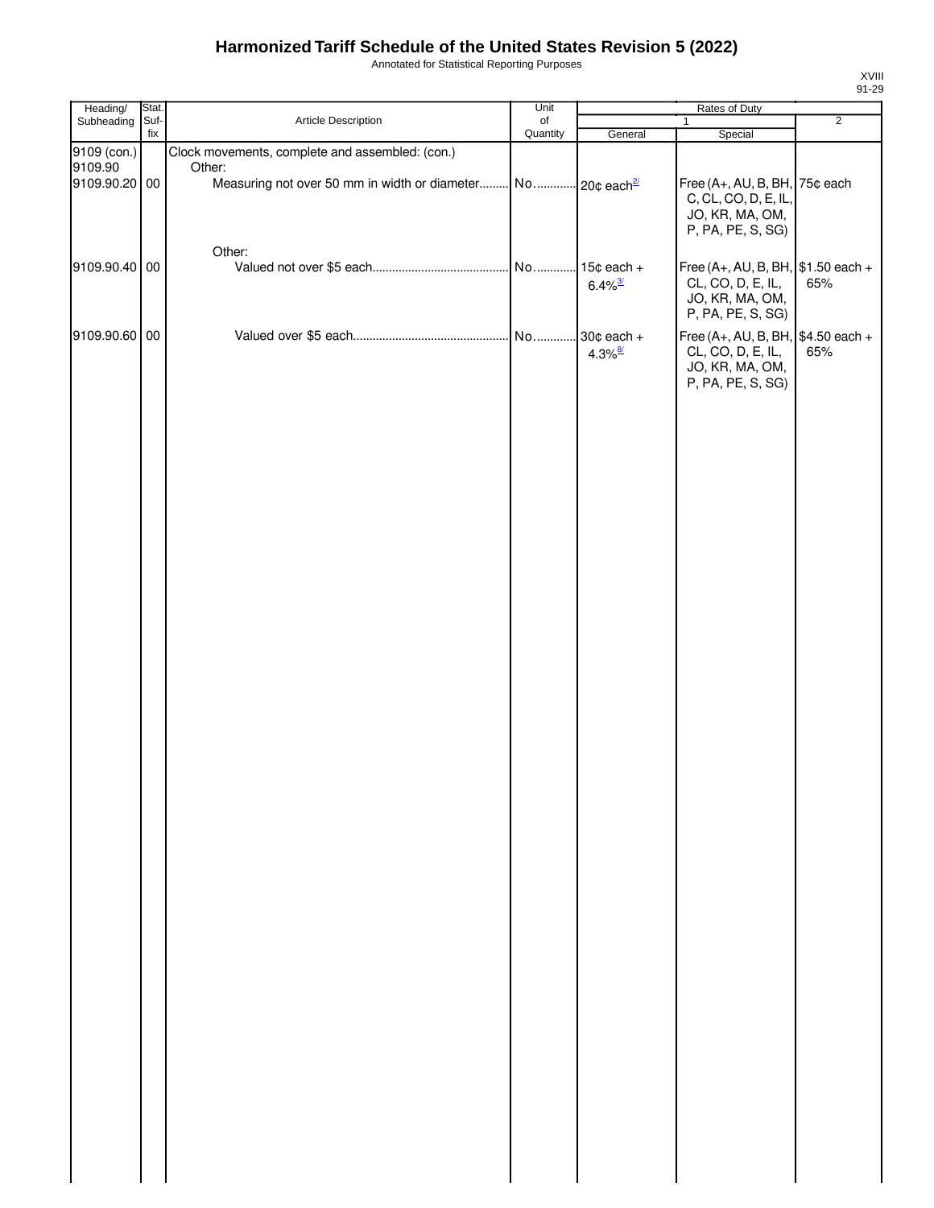# Harmonized Tariff Schedule of the United States Revision 5 (2022)

Annotated for Statistical Reporting Purposes

XVIII
91-29

| Heading/ Subheading | Stat. Suf- fix | Article Description | Unit of Quantity | Rates of Duty 1 General | Special | 2 |
|---|---|---|---|---|---|---|
| 9109 (con.) | | Clock movements, complete and assembled: (con.) | | | | |
| 9109.90 | | Other: | | | | |
| 9109.90.20 | 00 | Measuring not over 50 mm in width or diameter | No. | 20¢ each[2/] | Free (A+, AU, B, BH, C, CL, CO, D, E, IL, JO, KR, MA, OM, P, PA, PE, S, SG) | 75¢ each |
| | | Other: | | | | |
| 9109.90.40 | 00 | Valued not over $5 each | No. | 15¢ each + 6.4%[3/] | Free (A+, AU, B, BH, CL, CO, D, E, IL, JO, KR, MA, OM, P, PA, PE, S, SG) | $1.50 each + 65% |
| 9109.90.60 | 00 | Valued over $5 each | No. | 30¢ each + 4.3%[8/] | Free (A+, AU, B, BH, CL, CO, D, E, IL, JO, KR, MA, OM, P, PA, PE, S, SG) | $4.50 each + 65% |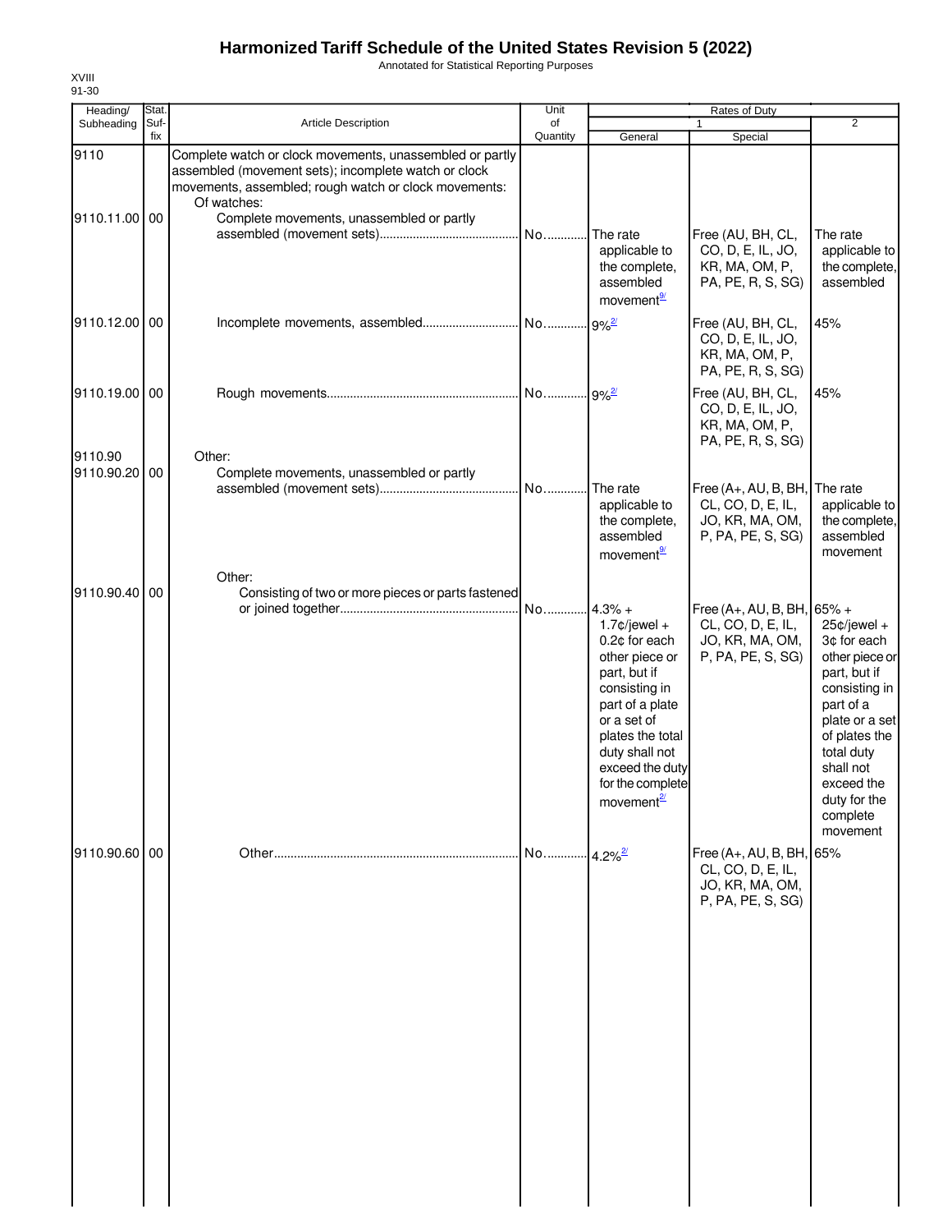# Harmonized Tariff Schedule of the United States Revision 5 (2022)

Annotated for Statistical Reporting Purposes

XVIII
91-30

| Heading/ Subheading | Stat. Suf- fix | Article Description | Unit of Quantity | Rates of Duty 1 General | Rates of Duty 1 Special | Rates of Duty 2 |
|---|---|---|---|---|---|---|
| 9110 | | Complete watch or clock movements, unassembled or partly assembled (movement sets); incomplete watch or clock movements, assembled; rough watch or clock movements: | | | | |
| | | Of watches: | | | | |
| 9110.11.00 | 00 | Complete movements, unassembled or partly assembled (movement sets) | No. | The rate applicable to the complete, assembled movement[9/] | Free (AU, BH, CL, CO, D, E, IL, JO, KR, MA, OM, P, PA, PE, R, S, SG) | The rate applicable to the complete, assembled |
| 9110.12.00 | 00 | Incomplete movements, assembled | No. | 9%[2/] | Free (AU, BH, CL, CO, D, E, IL, JO, KR, MA, OM, P, PA, PE, R, S, SG) | 45% |
| 9110.19.00 | 00 | Rough movements | No. | 9%[2/] | Free (AU, BH, CL, CO, D, E, IL, JO, KR, MA, OM, P, PA, PE, R, S, SG) | 45% |
| 9110.90 | | Other: | | | | |
| 9110.90.20 | 00 | Complete movements, unassembled or partly assembled (movement sets) | No. | The rate applicable to the complete, assembled movement[9/] | Free (A+, AU, B, BH, CL, CO, D, E, IL, JO, KR, MA, OM, P, PA, PE, S, SG) | The rate applicable to the complete, assembled movement |
| | | Other: | | | | |
| 9110.90.40 | 00 | Consisting of two or more pieces or parts fastened or joined together | No. | 4.3% + 1.7¢/jewel + 0.2¢ for each other piece or part, but if consisting in part of a plate or a set of plates the total duty shall not exceed the duty for the complete movement[2/] | Free (A+, AU, B, BH, CL, CO, D, E, IL, JO, KR, MA, OM, P, PA, PE, S, SG) | 65% + 25¢/jewel + 3¢ for each other piece or part, but if consisting in part of a plate or a set of plates the total duty shall not exceed the duty for the complete movement |
| 9110.90.60 | 00 | Other | No. | 4.2%[2/] | Free (A+, AU, B, BH, CL, CO, D, E, IL, JO, KR, MA, OM, P, PA, PE, S, SG) | 65% |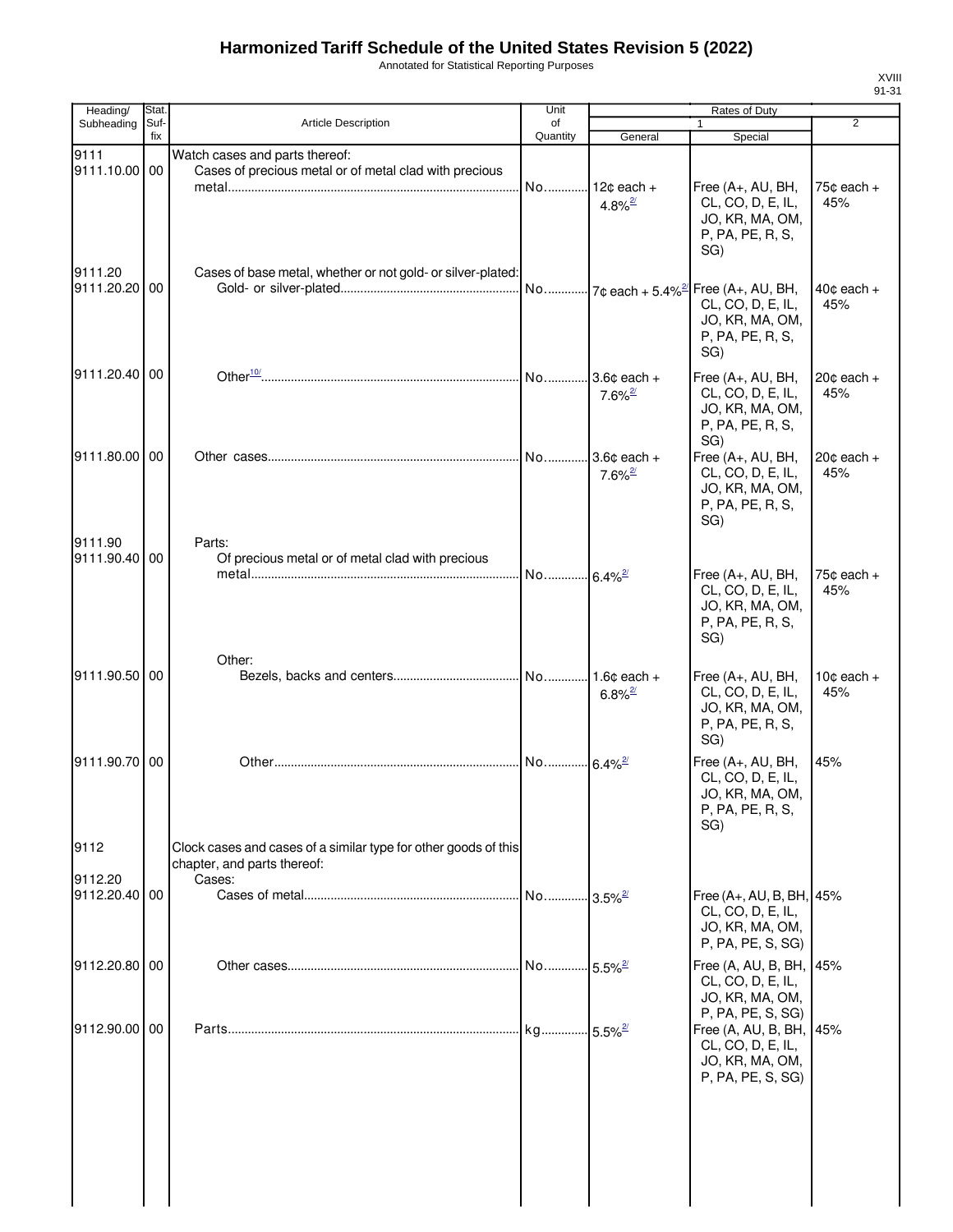# Harmonized Tariff Schedule of the United States Revision 5 (2022)

Annotated for Statistical Reporting Purposes

| Heading/ Subheading | Stat. Suf- fix | Article Description | Unit of Quantity | Rates of Duty 1 General | Rates of Duty 1 Special | Rates of Duty 2 |
|---|---|---|---|---|---|---|
| 9111 | | Watch cases and parts thereof: | | | | |
| 9111.10.00 | 00 | Cases of precious metal or of metal clad with precious metal | No. | 12¢ each + 4.8%[2/] | Free (A+, AU, BH, CL, CO, D, E, IL, JO, KR, MA, OM, P, PA, PE, R, S, SG) | 75¢ each + 45% |
| 9111.20 | | Cases of base metal, whether or not gold- or silver-plated: | | | | |
| 9111.20.20 | 00 | Gold- or silver-plated | No. | 7¢ each + 5.4%[2/] | Free (A+, AU, BH, CL, CO, D, E, IL, JO, KR, MA, OM, P, PA, PE, R, S, SG) | 40¢ each + 45% |
| 9111.20.40 | 00 | Other[10/] | No. | 3.6¢ each + 7.6%[2/] | Free (A+, AU, BH, CL, CO, D, E, IL, JO, KR, MA, OM, P, PA, PE, R, S, SG) | 20¢ each + 45% |
| 9111.80.00 | 00 | Other cases | No. | 3.6¢ each + 7.6%[2/] | Free (A+, AU, BH, CL, CO, D, E, IL, JO, KR, MA, OM, P, PA, PE, R, S, SG) | 20¢ each + 45% |
| 9111.90 | | Parts: | | | | |
| 9111.90.40 | 00 | Of precious metal or of metal clad with precious metal | No. | 6.4%[2/] | Free (A+, AU, BH, CL, CO, D, E, IL, JO, KR, MA, OM, P, PA, PE, R, S, SG) | 75¢ each + 45% |
| | | Other: | | | | |
| 9111.90.50 | 00 | Bezels, backs and centers | No. | 1.6¢ each + 6.8%[2/] | Free (A+, AU, BH, CL, CO, D, E, IL, JO, KR, MA, OM, P, PA, PE, R, S, SG) | 10¢ each + 45% |
| 9111.90.70 | 00 | Other | No. | 6.4%[2/] | Free (A+, AU, BH, CL, CO, D, E, IL, JO, KR, MA, OM, P, PA, PE, R, S, SG) | 45% |
| 9112 | | Clock cases and cases of a similar type for other goods of this chapter, and parts thereof: | | | | |
| 9112.20 | | Cases: | | | | |
| 9112.20.40 | 00 | Cases of metal | No. | 3.5%[2/] | Free (A+, AU, B, BH, CL, CO, D, E, IL, JO, KR, MA, OM, P, PA, PE, S, SG) | 45% |
| 9112.20.80 | 00 | Other cases | No. | 5.5%[2/] | Free (A, AU, B, BH, CL, CO, D, E, IL, JO, KR, MA, OM, P, PA, PE, S, SG) | 45% |
| 9112.90.00 | 00 | Parts | kg | 5.5%[2/] | Free (A, AU, B, BH, CL, CO, D, E, IL, JO, KR, MA, OM, P, PA, PE, S, SG) | 45% |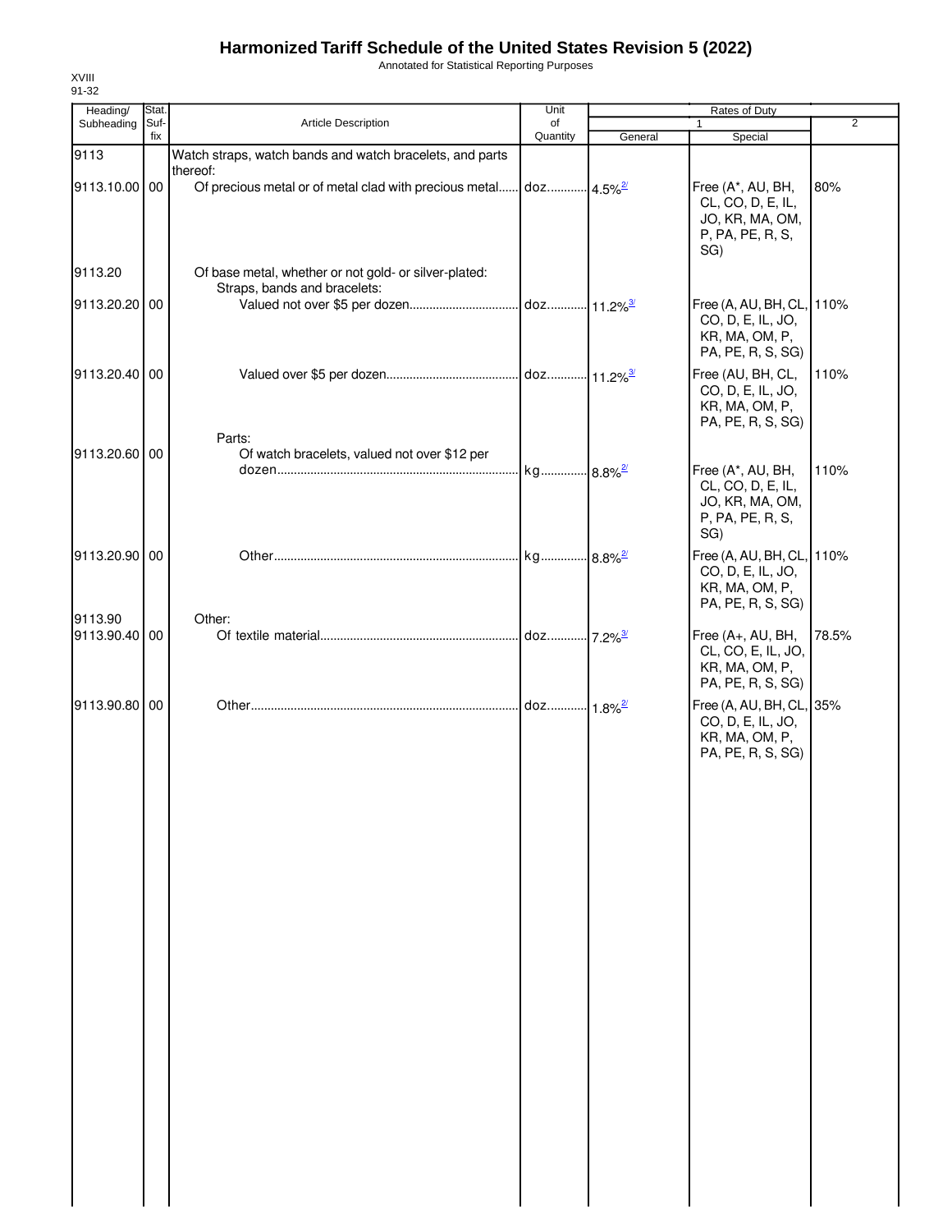# Harmonized Tariff Schedule of the United States Revision 5 (2022)

Annotated for Statistical Reporting Purposes

XVIII
91-32

| Heading/ Subheading | Stat. Suf- fix | Article Description | Unit of Quantity | Rates of Duty 1 General | Rates of Duty 1 Special | Rates of Duty 2 |
|---|---|---|---|---|---|---|
| 9113 | | Watch straps, watch bands and watch bracelets, and parts thereof: | | | | |
| 9113.10.00 | 00 | Of precious metal or of metal clad with precious metal | doz | 4.5%[2/] | Free (A*, AU, BH, CL, CO, D, E, IL, JO, KR, MA, OM, P, PA, PE, R, S, SG) | 80% |
| 9113.20 | | Of base metal, whether or not gold- or silver-plated: | | | | |
| | | Straps, bands and bracelets: | | | | |
| 9113.20.20 | 00 | Valued not over $5 per dozen | doz | 11.2%[3/] | Free (A, AU, BH, CL, CO, D, E, IL, JO, KR, MA, OM, P, PA, PE, R, S, SG) | 110% |
| 9113.20.40 | 00 | Valued over $5 per dozen | doz | 11.2%[3/] | Free (AU, BH, CL, CO, D, E, IL, JO, KR, MA, OM, P, PA, PE, R, S, SG) | 110% |
| | | Parts: | | | | |
| 9113.20.60 | 00 | Of watch bracelets, valued not over $12 per dozen | kg | 8.8%[2/] | Free (A*, AU, BH, CL, CO, D, E, IL, JO, KR, MA, OM, P, PA, PE, R, S, SG) | 110% |
| 9113.20.90 | 00 | Other | kg | 8.8%[2/] | Free (A, AU, BH, CL, CO, D, E, IL, JO, KR, MA, OM, P, PA, PE, R, S, SG) | 110% |
| 9113.90 | | Other: | | | | |
| 9113.90.40 | 00 | Of textile material | doz | 7.2%[3/] | Free (A+, AU, BH, CL, CO, E, IL, JO, KR, MA, OM, P, PA, PE, R, S, SG) | 78.5% |
| 9113.90.80 | 00 | Other | doz | 1.8%[2/] | Free (A, AU, BH, CL, CO, D, E, IL, JO, KR, MA, OM, P, PA, PE, R, S, SG) | 35% |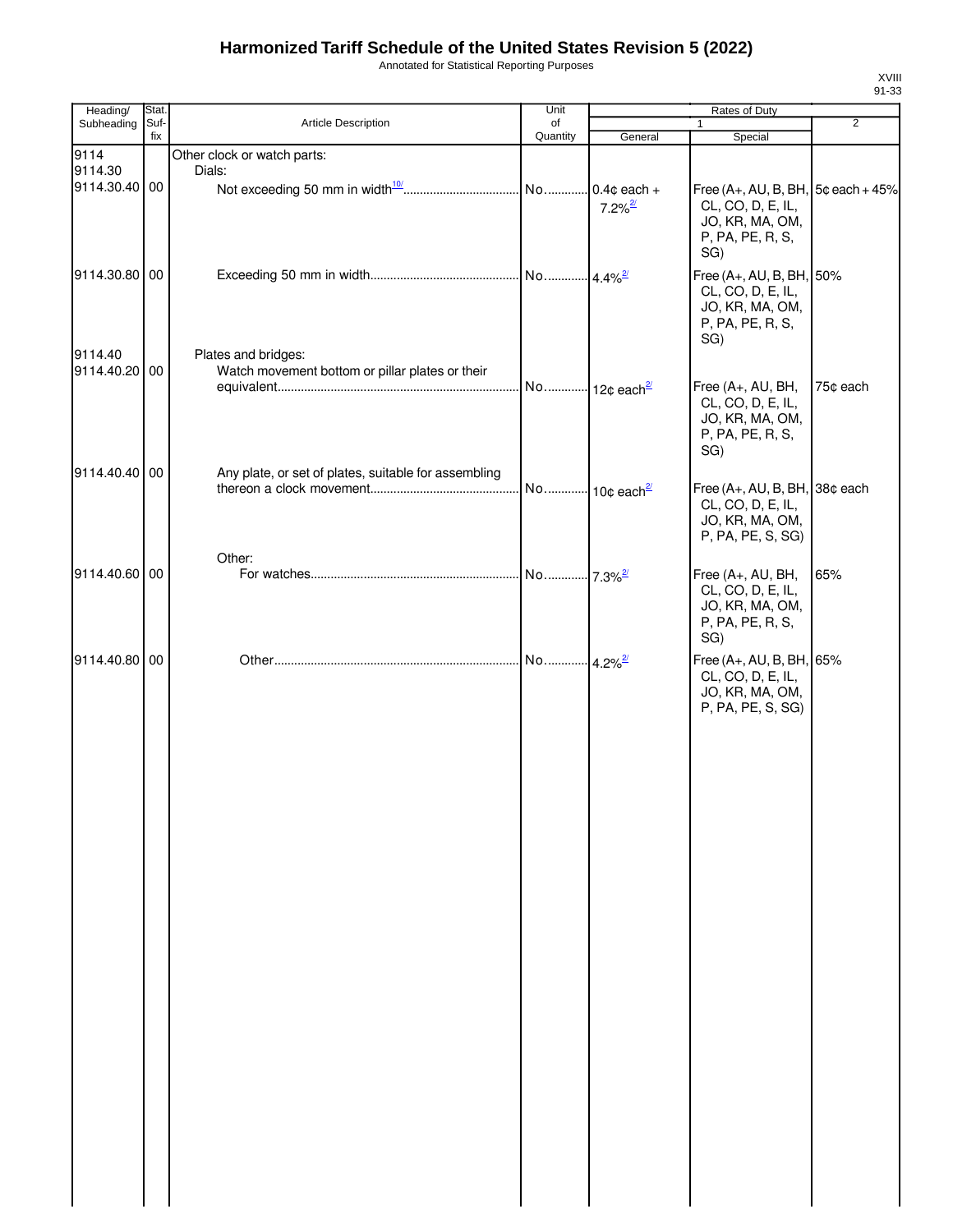# Harmonized Tariff Schedule of the United States Revision 5 (2022)

Annotated for Statistical Reporting Purposes

XVIII
91-33

| Heading/ Subheading | Stat. Suf- fix | Article Description | Unit of Quantity | Rates of Duty | | |
|---|---|---|---|---|---|---|
| | | | | 1 | | 2 |
| | | | | General | Special | |
| 9114 | | Other clock or watch parts: | | | | |
| 9114.30 | | Dials: | | | | |
| 9114.30.40 | 00 | Not exceeding 50 mm in width[10/] | No. | 0.4¢ each + 7.2%[2/] | Free (A+, AU, B, BH, CL, CO, D, E, IL, JO, KR, MA, OM, P, PA, PE, R, S, SG) | 5¢ each + 45% |
| 9114.30.80 | 00 | Exceeding 50 mm in width | No. | 4.4%[2/] | Free (A+, AU, B, BH, CL, CO, D, E, IL, JO, KR, MA, OM, P, PA, PE, R, S, SG) | 50% |
| 9114.40 | | Plates and bridges: | | | | |
| 9114.40.20 | 00 | Watch movement bottom or pillar plates or their equivalent | No. | 12¢ each[2/] | Free (A+, AU, BH, CL, CO, D, E, IL, JO, KR, MA, OM, P, PA, PE, R, S, SG) | 75¢ each |
| 9114.40.40 | 00 | Any plate, or set of plates, suitable for assembling thereon a clock movement | No. | 10¢ each[2/] | Free (A+, AU, B, BH, CL, CO, D, E, IL, JO, KR, MA, OM, P, PA, PE, S, SG) | 38¢ each |
| | | Other: | | | | |
| 9114.40.60 | 00 | For watches | No. | 7.3%[2/] | Free (A+, AU, BH, CL, CO, D, E, IL, JO, KR, MA, OM, P, PA, PE, R, S, SG) | 65% |
| 9114.40.80 | 00 | Other | No. | 4.2%[2/] | Free (A+, AU, B, BH, CL, CO, D, E, IL, JO, KR, MA, OM, P, PA, PE, S, SG) | 65% |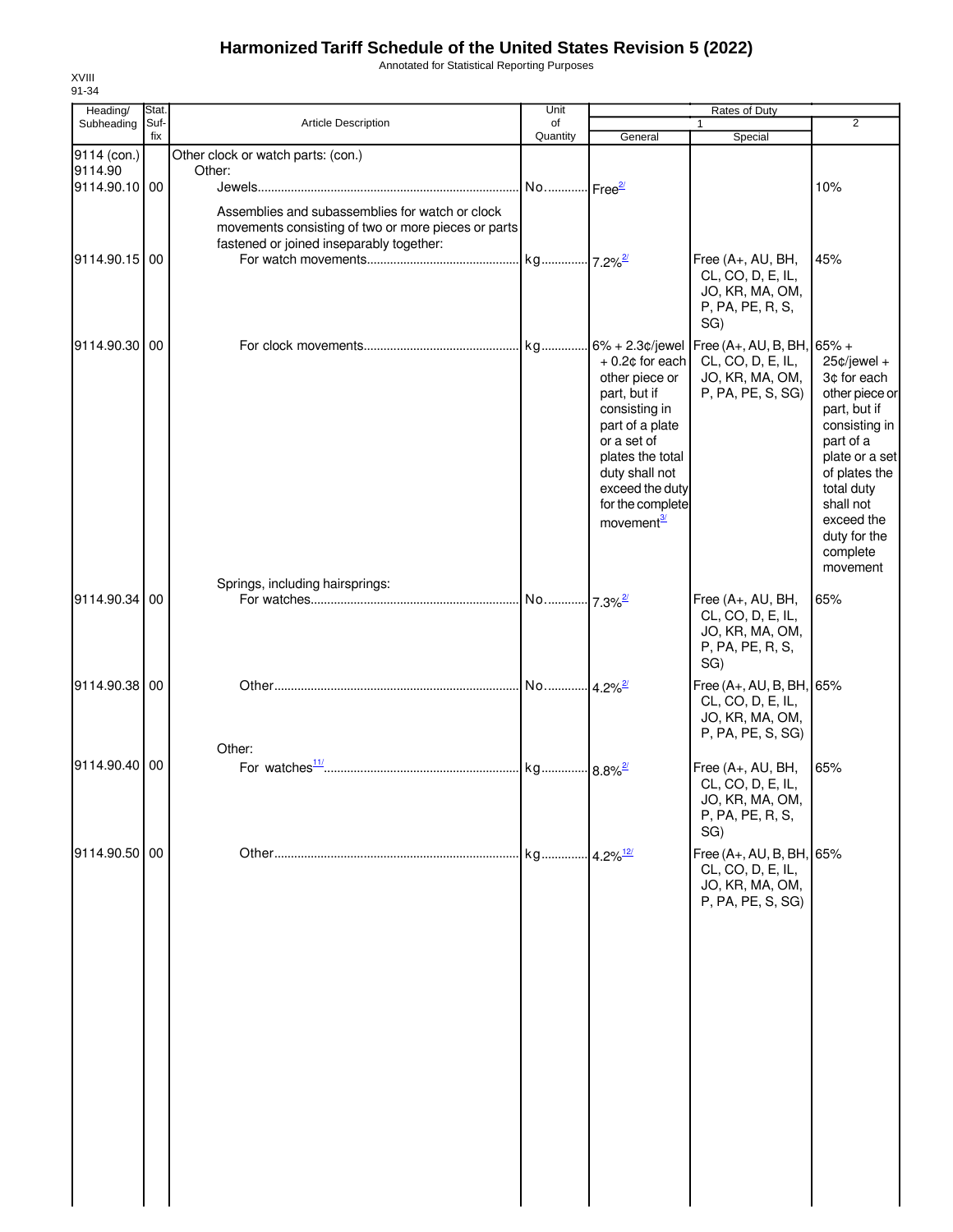# Harmonized Tariff Schedule of the United States Revision 5 (2022)

Annotated for Statistical Reporting Purposes

XVIII
91-34

| Heading/ Subheading | Stat. Suf- fix | Article Description | Unit of Quantity | Rates of Duty 1 General | Special | 2 |
|---|---|---|---|---|---|---|
| 9114 (con.) | | Other clock or watch parts: (con.) | | | | |
| 9114.90 | | Other: | | | | |
| 9114.90.10 | 00 | Jewels | No. | Free[2/] | | 10% |
| | | Assemblies and subassemblies for watch or clock movements consisting of two or more pieces or parts fastened or joined inseparably together: | | | | |
| 9114.90.15 | 00 | For watch movements | kg | 7.2%[2/] | Free (A+, AU, BH, CL, CO, D, E, IL, JO, KR, MA, OM, P, PA, PE, R, S, SG) | 45% |
| 9114.90.30 | 00 | For clock movements | kg | 6% + 2.3¢/jewel + 0.2¢ for each other piece or part, but if consisting in part of a plate or a set of plates the total duty shall not exceed the duty for the complete movement[3/] | Free (A+, AU, B, BH, CL, CO, D, E, IL, JO, KR, MA, OM, P, PA, PE, S, SG) | 65% + 25¢/jewel + 3¢ for each other piece or part, but if consisting in part of a plate or a set of plates the total duty shall not exceed the duty for the complete movement |
| | | Springs, including hairsprings: | | | | |
| 9114.90.34 | 00 | For watches | No. | 7.3%[2/] | Free (A+, AU, BH, CL, CO, D, E, IL, JO, KR, MA, OM, P, PA, PE, R, S, SG) | 65% |
| 9114.90.38 | 00 | Other | No. | 4.2%[2/] | Free (A+, AU, B, BH, CL, CO, D, E, IL, JO, KR, MA, OM, P, PA, PE, S, SG) | 65% |
| | | Other: | | | | |
| 9114.90.40 | 00 | For watches[11/] | kg | 8.8%[2/] | Free (A+, AU, BH, CL, CO, D, E, IL, JO, KR, MA, OM, P, PA, PE, R, S, SG) | 65% |
| 9114.90.50 | 00 | Other | kg | 4.2%[12/] | Free (A+, AU, B, BH, CL, CO, D, E, IL, JO, KR, MA, OM, P, PA, PE, S, SG) | 65% |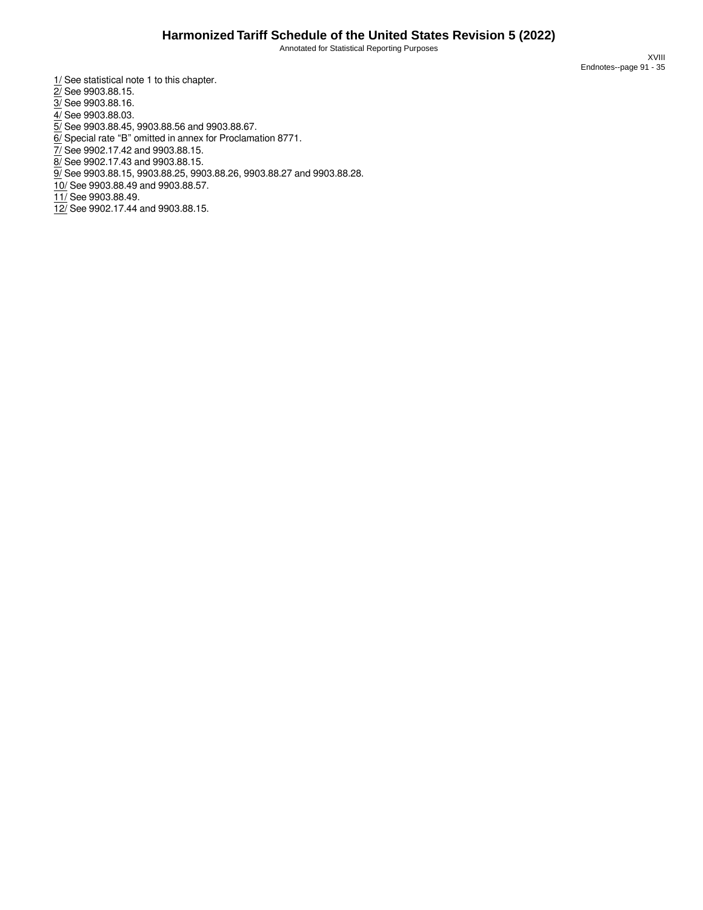1/ See statistical note 1 to this chapter.
2/ See 9903.88.15.
3/ See 9903.88.16.
4/ See 9903.88.03.
5/ See 9903.88.45, 9903.88.56 and 9903.88.67.
6/ Special rate “B” omitted in annex for Proclamation 8771.
7/ See 9902.17.42 and 9903.88.15.
8/ See 9902.17.43 and 9903.88.15.
9/ See 9903.88.15, 9903.88.25, 9903.88.26, 9903.88.27 and 9903.88.28.
10/ See 9903.88.49 and 9903.88.57.
11/ See 9903.88.49.
12/ See 9902.17.44 and 9903.88.15.